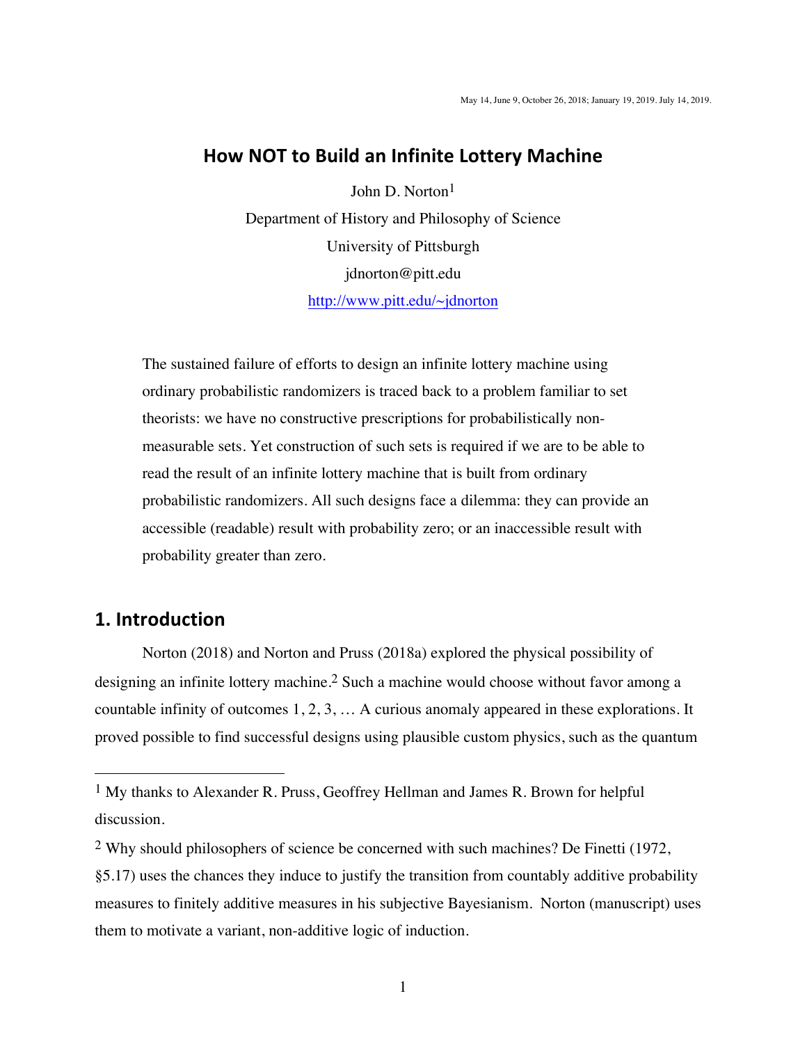May 14, June 9, October 26, 2018; January 19, 2019. July 14, 2019.

# How NOT to Build an Infinite Lottery Machine

John D. Norton[1]

Department of History and Philosophy of Science

University of Pittsburgh

jdnorton@pitt.edu

http://www.pitt.edu/~jdnorton

> The sustained failure of efforts to design an infinite lottery machine using ordinary probabilistic randomizers is traced back to a problem familiar to set theorists: we have no constructive prescriptions for probabilistically non-measurable sets. Yet construction of such sets is required if we are to be able to read the result of an infinite lottery machine that is built from ordinary probabilistic randomizers. All such designs face a dilemma: they can provide an accessible (readable) result with probability zero; or an inaccessible result with probability greater than zero.

## 1. Introduction

Norton (2018) and Norton and Pruss (2018a) explored the physical possibility of designing an infinite lottery machine.[2] Such a machine would choose without favor among a countable infinity of outcomes 1, 2, 3, … A curious anomaly appeared in these explorations. It proved possible to find successful designs using plausible custom physics, such as the quantum

---

[1] My thanks to Alexander R. Pruss, Geoffrey Hellman and James R. Brown for helpful discussion.

[2] Why should philosophers of science be concerned with such machines? De Finetti (1972, §5.17) uses the chances they induce to justify the transition from countably additive probability measures to finitely additive measures in his subjective Bayesianism. Norton (manuscript) uses them to motivate a variant, non-additive logic of induction.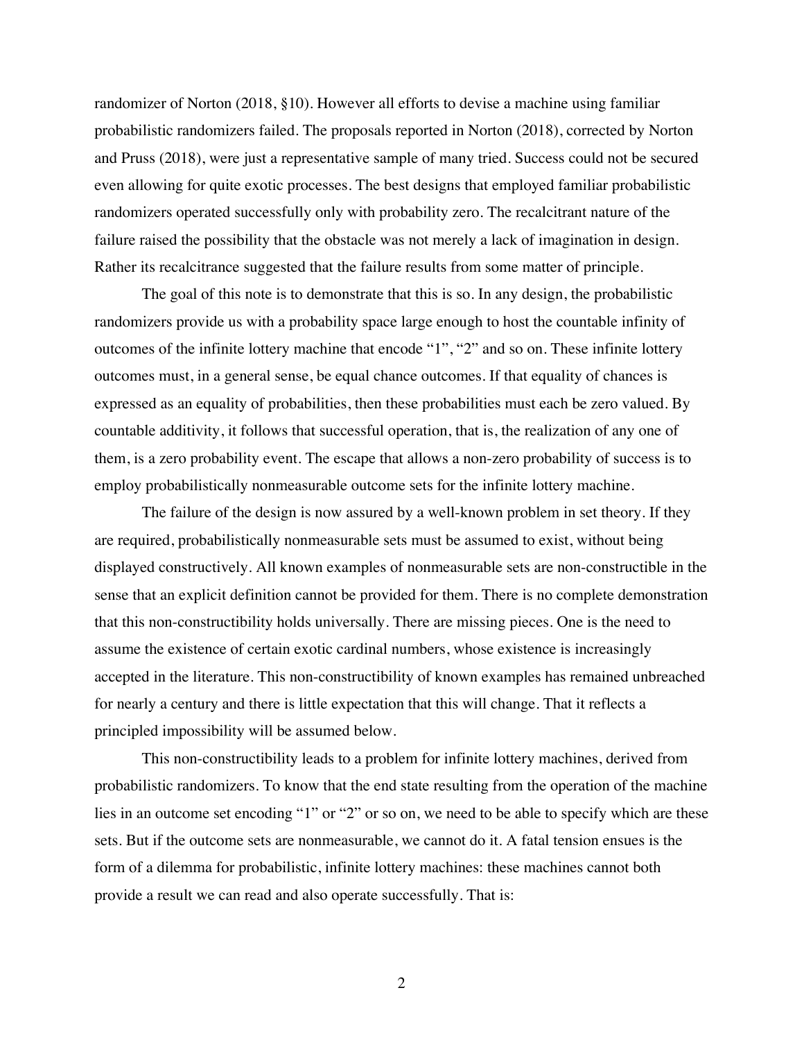randomizer of Norton (2018, §10). However all efforts to devise a machine using familiar probabilistic randomizers failed. The proposals reported in Norton (2018), corrected by Norton and Pruss (2018), were just a representative sample of many tried. Success could not be secured even allowing for quite exotic processes. The best designs that employed familiar probabilistic randomizers operated successfully only with probability zero. The recalcitrant nature of the failure raised the possibility that the obstacle was not merely a lack of imagination in design. Rather its recalcitrance suggested that the failure results from some matter of principle.

The goal of this note is to demonstrate that this is so. In any design, the probabilistic randomizers provide us with a probability space large enough to host the countable infinity of outcomes of the infinite lottery machine that encode "1", "2" and so on. These infinite lottery outcomes must, in a general sense, be equal chance outcomes. If that equality of chances is expressed as an equality of probabilities, then these probabilities must each be zero valued. By countable additivity, it follows that successful operation, that is, the realization of any one of them, is a zero probability event. The escape that allows a non-zero probability of success is to employ probabilistically nonmeasurable outcome sets for the infinite lottery machine.

The failure of the design is now assured by a well-known problem in set theory. If they are required, probabilistically nonmeasurable sets must be assumed to exist, without being displayed constructively. All known examples of nonmeasurable sets are non-constructible in the sense that an explicit definition cannot be provided for them. There is no complete demonstration that this non-constructibility holds universally. There are missing pieces. One is the need to assume the existence of certain exotic cardinal numbers, whose existence is increasingly accepted in the literature. This non-constructibility of known examples has remained unbreached for nearly a century and there is little expectation that this will change. That it reflects a principled impossibility will be assumed below.

This non-constructibility leads to a problem for infinite lottery machines, derived from probabilistic randomizers. To know that the end state resulting from the operation of the machine lies in an outcome set encoding "1" or "2" or so on, we need to be able to specify which are these sets. But if the outcome sets are nonmeasurable, we cannot do it. A fatal tension ensues is the form of a dilemma for probabilistic, infinite lottery machines: these machines cannot both provide a result we can read and also operate successfully. That is: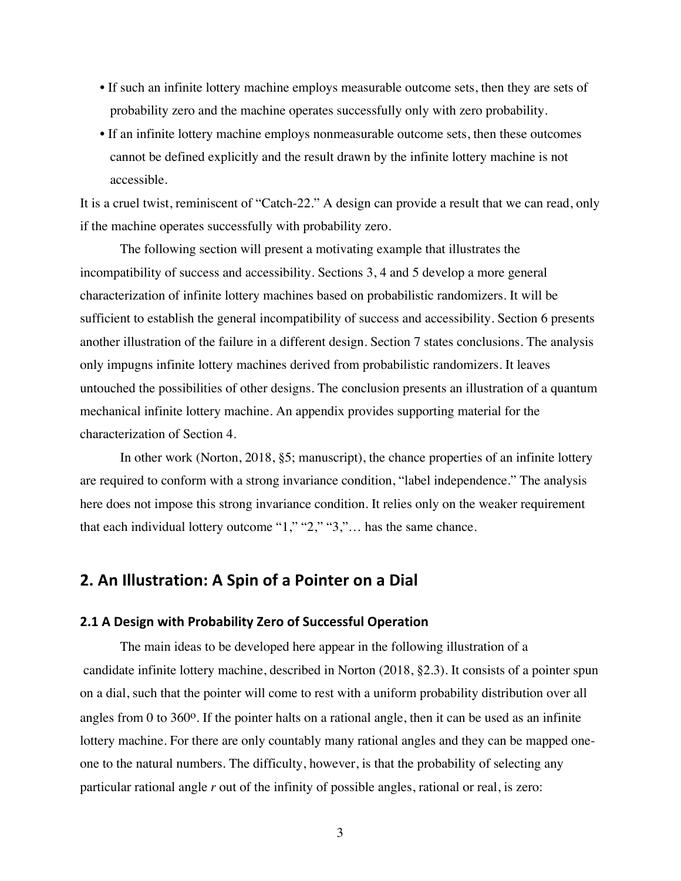- If such an infinite lottery machine employs measurable outcome sets, then they are sets of probability zero and the machine operates successfully only with zero probability.
- If an infinite lottery machine employs nonmeasurable outcome sets, then these outcomes cannot be defined explicitly and the result drawn by the infinite lottery machine is not accessible.

It is a cruel twist, reminiscent of "Catch-22." A design can provide a result that we can read, only if the machine operates successfully with probability zero.

The following section will present a motivating example that illustrates the incompatibility of success and accessibility. Sections 3, 4 and 5 develop a more general characterization of infinite lottery machines based on probabilistic randomizers. It will be sufficient to establish the general incompatibility of success and accessibility. Section 6 presents another illustration of the failure in a different design. Section 7 states conclusions. The analysis only impugns infinite lottery machines derived from probabilistic randomizers. It leaves untouched the possibilities of other designs. The conclusion presents an illustration of a quantum mechanical infinite lottery machine. An appendix provides supporting material for the characterization of Section 4.

In other work (Norton, 2018, §5; manuscript), the chance properties of an infinite lottery are required to conform with a strong invariance condition, "label independence." The analysis here does not impose this strong invariance condition. It relies only on the weaker requirement that each individual lottery outcome "1," "2," "3,"… has the same chance.

## 2. An Illustration: A Spin of a Pointer on a Dial

### 2.1 A Design with Probability Zero of Successful Operation

The main ideas to be developed here appear in the following illustration of a candidate infinite lottery machine, described in Norton (2018, §2.3). It consists of a pointer spun on a dial, such that the pointer will come to rest with a uniform probability distribution over all angles from 0 to $360^o$. If the pointer halts on a rational angle, then it can be used as an infinite lottery machine. For there are only countably many rational angles and they can be mapped one-one to the natural numbers. The difficulty, however, is that the probability of selecting any particular rational angle *r* out of the infinity of possible angles, rational or real, is zero: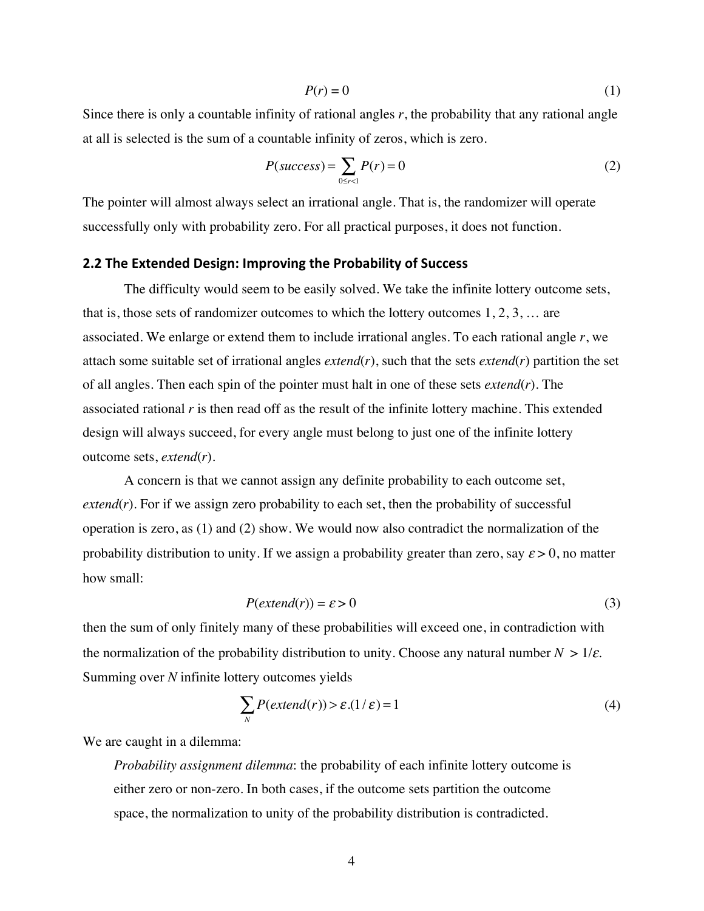$$P(r) = 0 \tag{1}$$

Since there is only a countable infinity of rational angles $r$, the probability that any rational angle at all is selected is the sum of a countable infinity of zeros, which is zero.

$$P(success) = \sum_{0 \le r < 1} P(r) = 0 \tag{2}$$

The pointer will almost always select an irrational angle. That is, the randomizer will operate successfully only with probability zero. For all practical purposes, it does not function.

## 2.2 The Extended Design: Improving the Probability of Success

The difficulty would seem to be easily solved. We take the infinite lottery outcome sets, that is, those sets of randomizer outcomes to which the lottery outcomes 1, 2, 3, … are associated. We enlarge or extend them to include irrational angles. To each rational angle $r$, we attach some suitable set of irrational angles *extend*($r$), such that the sets *extend*($r$) partition the set of all angles. Then each spin of the pointer must halt in one of these sets *extend*($r$). The associated rational $r$ is then read off as the result of the infinite lottery machine. This extended design will always succeed, for every angle must belong to just one of the infinite lottery outcome sets, *extend*($r$).

A concern is that we cannot assign any definite probability to each outcome set, *extend*($r$). For if we assign zero probability to each set, then the probability of successful operation is zero, as (1) and (2) show. We would now also contradict the normalization of the probability distribution to unity. If we assign a probability greater than zero, say $\varepsilon > 0$, no matter how small:

$$P(extend(r)) = \varepsilon > 0 \tag{3}$$

then the sum of only finitely many of these probabilities will exceed one, in contradiction with the normalization of the probability distribution to unity. Choose any natural number $N > 1/\varepsilon$. Summing over $N$ infinite lottery outcomes yields

$$\sum_{N} P(extend(r)) > \varepsilon.(1/\varepsilon) = 1 \tag{4}$$

We are caught in a dilemma:

> *Probability assignment dilemma*: the probability of each infinite lottery outcome is either zero or non-zero. In both cases, if the outcome sets partition the outcome space, the normalization to unity of the probability distribution is contradicted.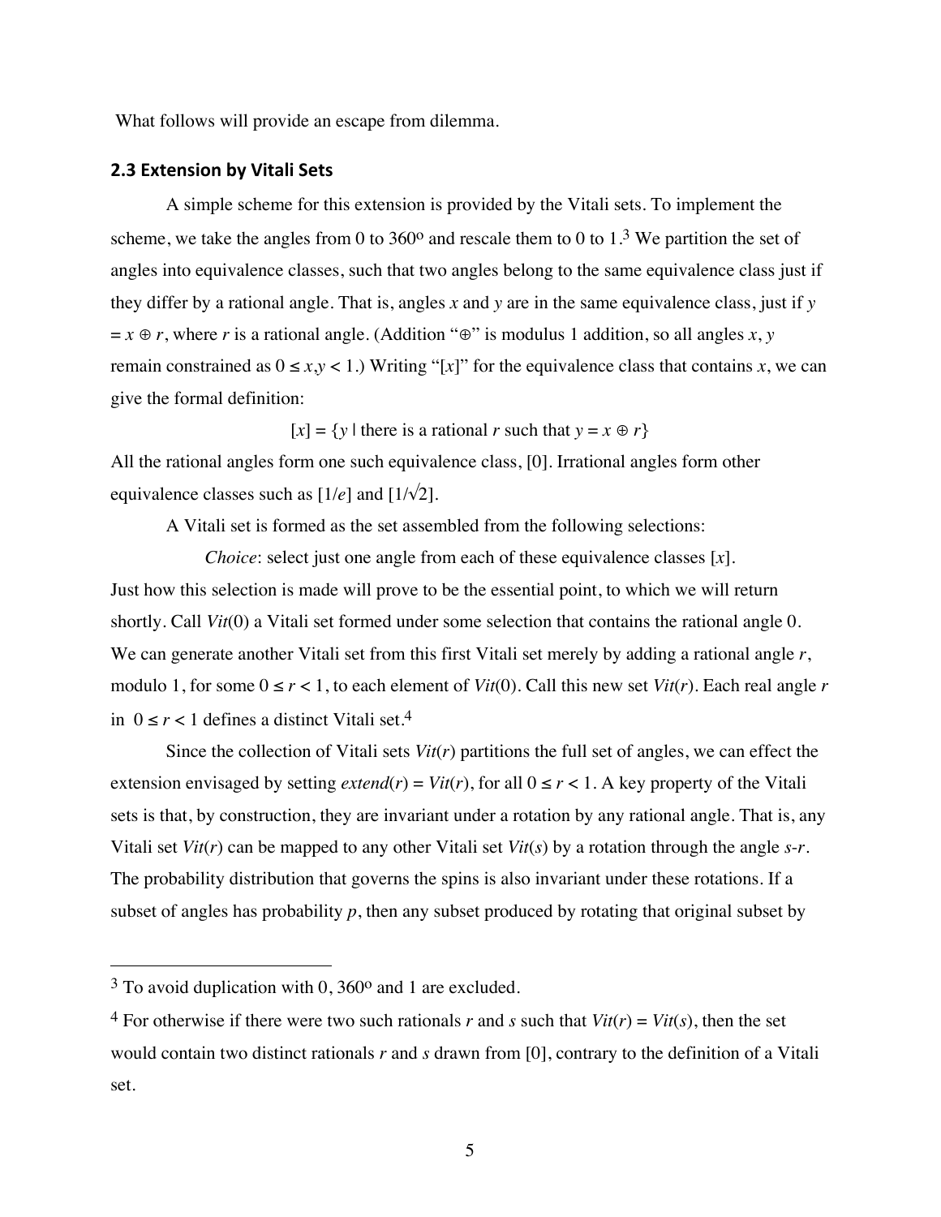What follows will provide an escape from dilemma.

### 2.3 Extension by Vitali Sets

A simple scheme for this extension is provided by the Vitali sets. To implement the scheme, we take the angles from 0 to 360º and rescale them to 0 to 1.[3] We partition the set of angles into equivalence classes, such that two angles belong to the same equivalence class just if they differ by a rational angle. That is, angles $x$ and $y$ are in the same equivalence class, just if $y = x \oplus r$, where $r$ is a rational angle. (Addition "$\oplus$" is modulus 1 addition, so all angles $x$, $y$ remain constrained as $0 \leq x,y < 1$.) Writing "$[x]$" for the equivalence class that contains $x$, we can give the formal definition:

$$[x] = \{y \mid \text{there is a rational } r \text{ such that } y = x \oplus r\}$$

All the rational angles form one such equivalence class, $[0]$. Irrational angles form other equivalence classes such as $[1/e]$ and $[1/\sqrt{2}]$.

A Vitali set is formed as the set assembled from the following selections:

*Choice*: select just one angle from each of these equivalence classes $[x]$.

Just how this selection is made will prove to be the essential point, to which we will return shortly. Call *Vit*(0) a Vitali set formed under some selection that contains the rational angle 0. We can generate another Vitali set from this first Vitali set merely by adding a rational angle $r$, modulo 1, for some $0 \leq r < 1$, to each element of *Vit*(0). Call this new set *Vit*($r$). Each real angle $r$ in $0 \leq r < 1$ defines a distinct Vitali set.[4]

Since the collection of Vitali sets *Vit*($r$) partitions the full set of angles, we can effect the extension envisaged by setting *extend*($r$) = *Vit*($r$), for all $0 \leq r < 1$. A key property of the Vitali sets is that, by construction, they are invariant under a rotation by any rational angle. That is, any Vitali set *Vit*($r$) can be mapped to any other Vitali set *Vit*($s$) by a rotation through the angle $s$-$r$. The probability distribution that governs the spins is also invariant under these rotations. If a subset of angles has probability $p$, then any subset produced by rotating that original subset by

---

[3] To avoid duplication with 0, 360º and 1 are excluded.

[4] For otherwise if there were two such rationals $r$ and $s$ such that *Vit*($r$) = *Vit*($s$), then the set would contain two distinct rationals $r$ and $s$ drawn from $[0]$, contrary to the definition of a Vitali set.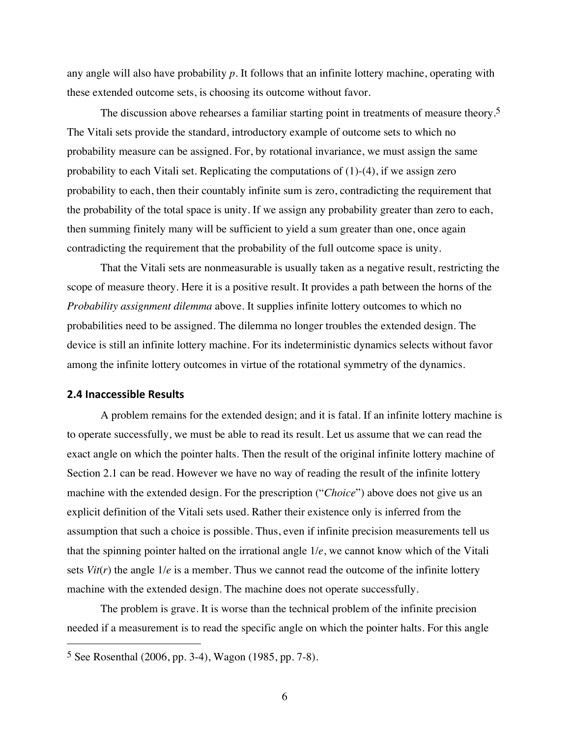any angle will also have probability $p$. It follows that an infinite lottery machine, operating with these extended outcome sets, is choosing its outcome without favor.

The discussion above rehearses a familiar starting point in treatments of measure theory.[5] The Vitali sets provide the standard, introductory example of outcome sets to which no probability measure can be assigned. For, by rotational invariance, we must assign the same probability to each Vitali set. Replicating the computations of (1)-(4), if we assign zero probability to each, then their countably infinite sum is zero, contradicting the requirement that the probability of the total space is unity. If we assign any probability greater than zero to each, then summing finitely many will be sufficient to yield a sum greater than one, once again contradicting the requirement that the probability of the full outcome space is unity.

That the Vitali sets are nonmeasurable is usually taken as a negative result, restricting the scope of measure theory. Here it is a positive result. It provides a path between the horns of the *Probability assignment dilemma* above. It supplies infinite lottery outcomes to which no probabilities need to be assigned. The dilemma no longer troubles the extended design. The device is still an infinite lottery machine. For its indeterministic dynamics selects without favor among the infinite lottery outcomes in virtue of the rotational symmetry of the dynamics.

### 2.4 Inaccessible Results

A problem remains for the extended design; and it is fatal. If an infinite lottery machine is to operate successfully, we must be able to read its result. Let us assume that we can read the exact angle on which the pointer halts. Then the result of the original infinite lottery machine of Section 2.1 can be read. However we have no way of reading the result of the infinite lottery machine with the extended design. For the prescription ("*Choice*") above does not give us an explicit definition of the Vitali sets used. Rather their existence only is inferred from the assumption that such a choice is possible. Thus, even if infinite precision measurements tell us that the spinning pointer halted on the irrational angle $1/e$, we cannot know which of the Vitali sets $Vit(r)$ the angle $1/e$ is a member. Thus we cannot read the outcome of the infinite lottery machine with the extended design. The machine does not operate successfully.

The problem is grave. It is worse than the technical problem of the infinite precision needed if a measurement is to read the specific angle on which the pointer halts. For this angle

[5] See Rosenthal (2006, pp. 3-4), Wagon (1985, pp. 7-8).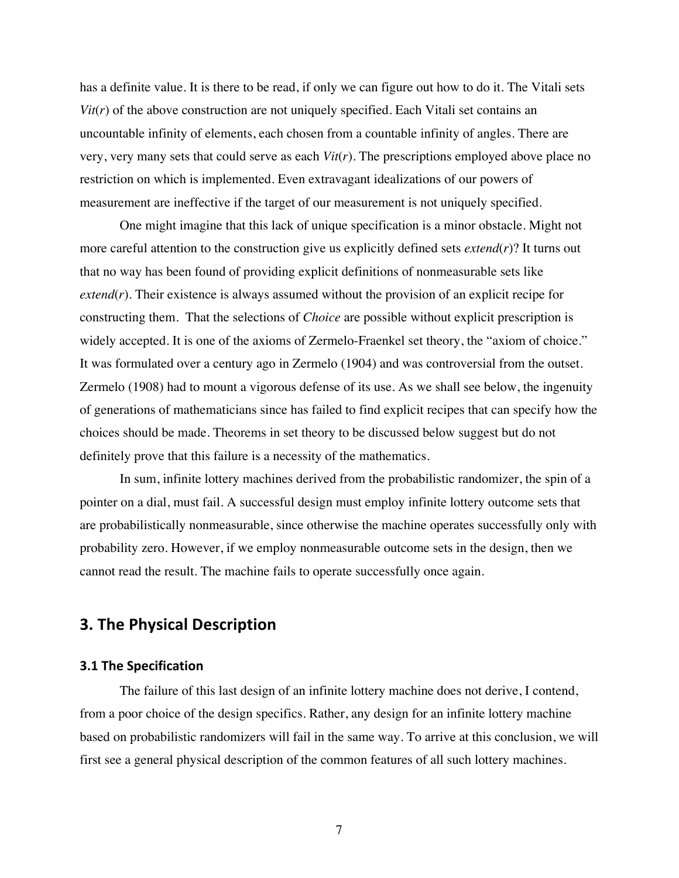has a definite value. It is there to be read, if only we can figure out how to do it. The Vitali sets *Vit*(*r*) of the above construction are not uniquely specified. Each Vitali set contains an uncountable infinity of elements, each chosen from a countable infinity of angles. There are very, very many sets that could serve as each *Vit*(*r*). The prescriptions employed above place no restriction on which is implemented. Even extravagant idealizations of our powers of measurement are ineffective if the target of our measurement is not uniquely specified.

One might imagine that this lack of unique specification is a minor obstacle. Might not more careful attention to the construction give us explicitly defined sets *extend*(*r*)? It turns out that no way has been found of providing explicit definitions of nonmeasurable sets like *extend*(*r*). Their existence is always assumed without the provision of an explicit recipe for constructing them. That the selections of *Choice* are possible without explicit prescription is widely accepted. It is one of the axioms of Zermelo-Fraenkel set theory, the "axiom of choice." It was formulated over a century ago in Zermelo (1904) and was controversial from the outset. Zermelo (1908) had to mount a vigorous defense of its use. As we shall see below, the ingenuity of generations of mathematicians since has failed to find explicit recipes that can specify how the choices should be made. Theorems in set theory to be discussed below suggest but do not definitely prove that this failure is a necessity of the mathematics.

In sum, infinite lottery machines derived from the probabilistic randomizer, the spin of a pointer on a dial, must fail. A successful design must employ infinite lottery outcome sets that are probabilistically nonmeasurable, since otherwise the machine operates successfully only with probability zero. However, if we employ nonmeasurable outcome sets in the design, then we cannot read the result. The machine fails to operate successfully once again.

## 3. The Physical Description

### 3.1 The Specification

The failure of this last design of an infinite lottery machine does not derive, I contend, from a poor choice of the design specifics. Rather, any design for an infinite lottery machine based on probabilistic randomizers will fail in the same way. To arrive at this conclusion, we will first see a general physical description of the common features of all such lottery machines.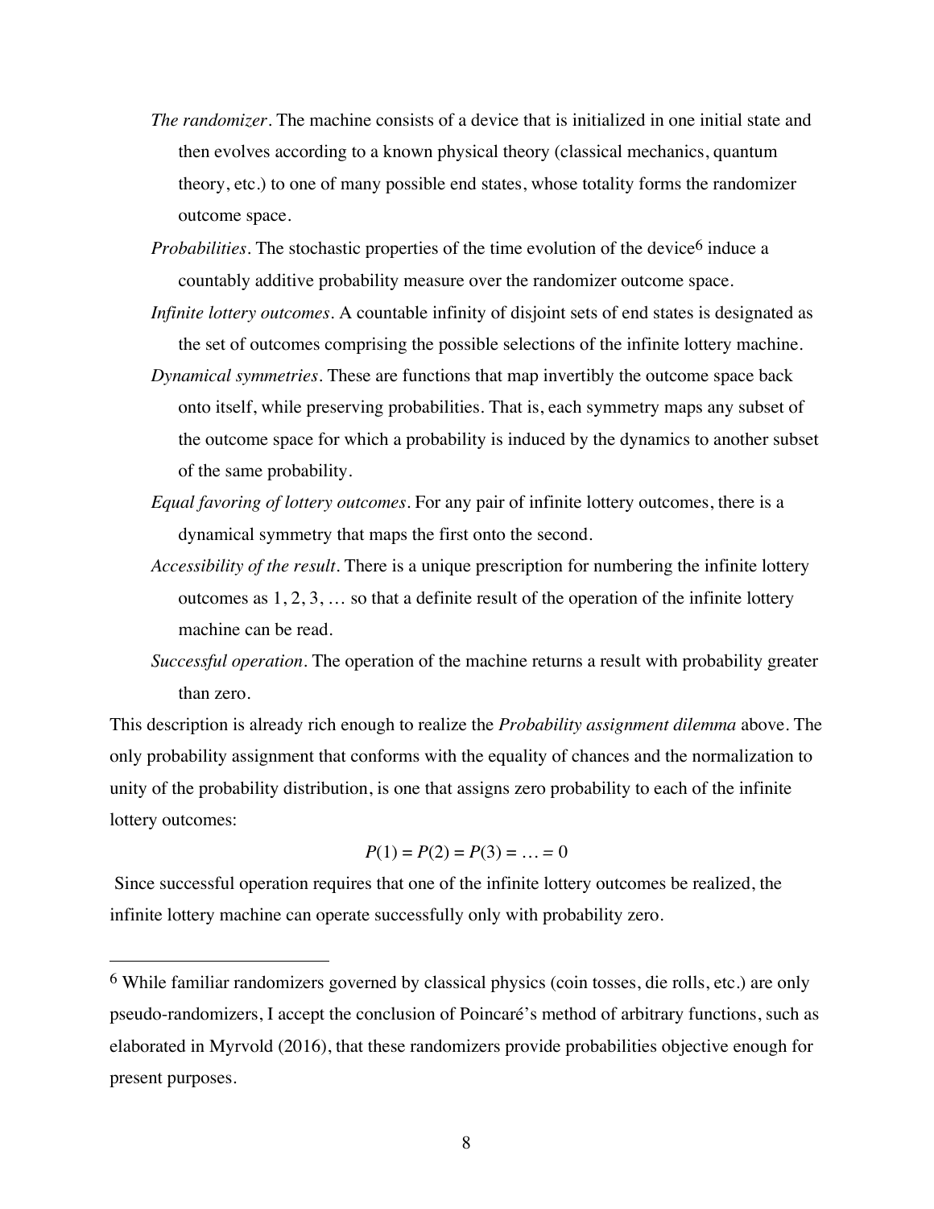*The randomizer*. The machine consists of a device that is initialized in one initial state and then evolves according to a known physical theory (classical mechanics, quantum theory, etc.) to one of many possible end states, whose totality forms the randomizer outcome space.

*Probabilities*. The stochastic properties of the time evolution of the device[6] induce a countably additive probability measure over the randomizer outcome space.

*Infinite lottery outcomes*. A countable infinity of disjoint sets of end states is designated as the set of outcomes comprising the possible selections of the infinite lottery machine.

*Dynamical symmetries*. These are functions that map invertibly the outcome space back onto itself, while preserving probabilities. That is, each symmetry maps any subset of the outcome space for which a probability is induced by the dynamics to another subset of the same probability.

*Equal favoring of lottery outcomes*. For any pair of infinite lottery outcomes, there is a dynamical symmetry that maps the first onto the second.

*Accessibility of the result*. There is a unique prescription for numbering the infinite lottery outcomes as 1, 2, 3, … so that a definite result of the operation of the infinite lottery machine can be read.

*Successful operation*. The operation of the machine returns a result with probability greater than zero.

This description is already rich enough to realize the *Probability assignment dilemma* above. The only probability assignment that conforms with the equality of chances and the normalization to unity of the probability distribution, is one that assigns zero probability to each of the infinite lottery outcomes:

$$P(1) = P(2) = P(3) = \ldots = 0$$

Since successful operation requires that one of the infinite lottery outcomes be realized, the infinite lottery machine can operate successfully only with probability zero.

---

[6] While familiar randomizers governed by classical physics (coin tosses, die rolls, etc.) are only pseudo-randomizers, I accept the conclusion of Poincaré's method of arbitrary functions, such as elaborated in Myrvold (2016), that these randomizers provide probabilities objective enough for present purposes.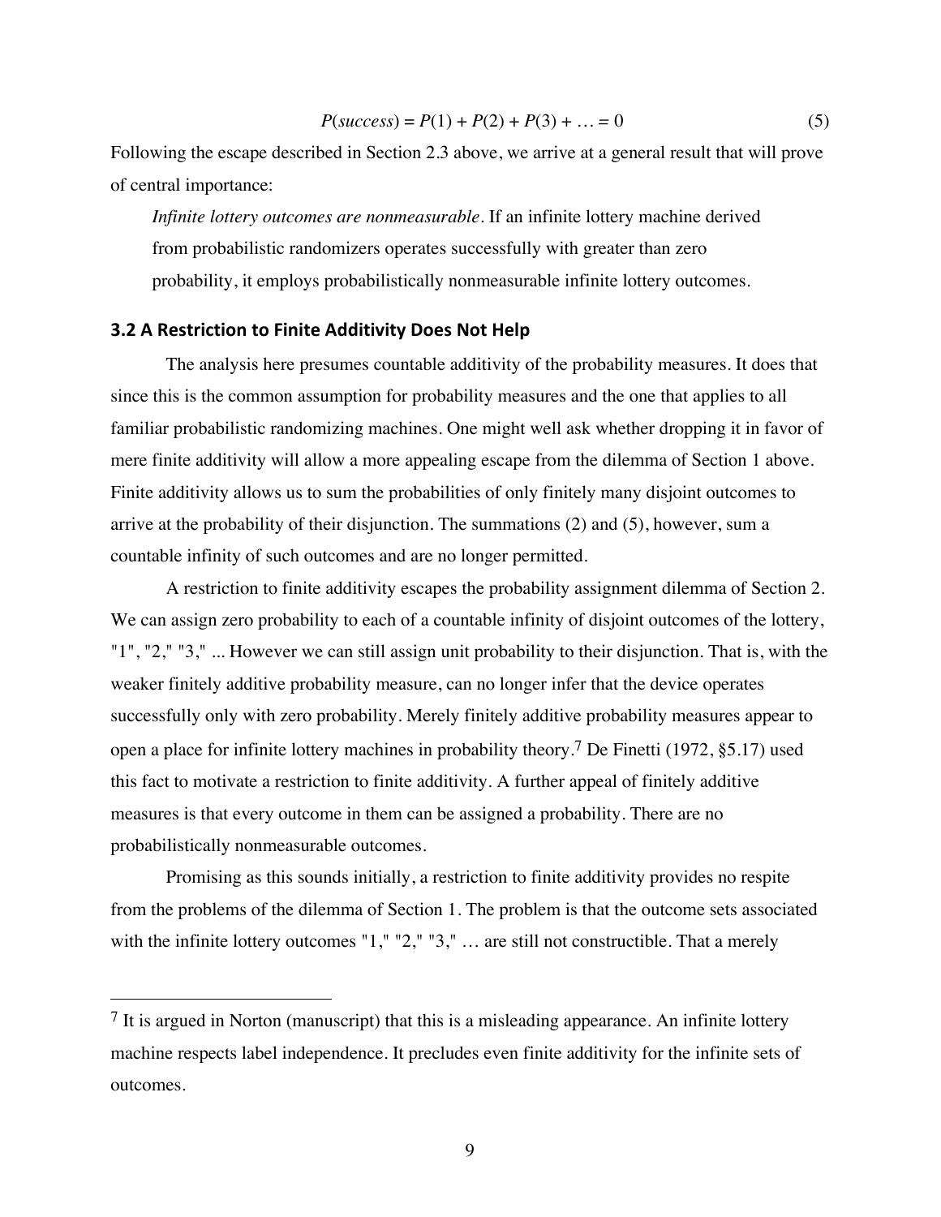$$P(success) = P(1) + P(2) + P(3) + \ldots = 0 \tag{5}$$

Following the escape described in Section 2.3 above, we arrive at a general result that will prove of central importance:

> *Infinite lottery outcomes are nonmeasurable*. If an infinite lottery machine derived from probabilistic randomizers operates successfully with greater than zero probability, it employs probabilistically nonmeasurable infinite lottery outcomes.

### 3.2 A Restriction to Finite Additivity Does Not Help

The analysis here presumes countable additivity of the probability measures. It does that since this is the common assumption for probability measures and the one that applies to all familiar probabilistic randomizing machines. One might well ask whether dropping it in favor of mere finite additivity will allow a more appealing escape from the dilemma of Section 1 above. Finite additivity allows us to sum the probabilities of only finitely many disjoint outcomes to arrive at the probability of their disjunction. The summations (2) and (5), however, sum a countable infinity of such outcomes and are no longer permitted.

A restriction to finite additivity escapes the probability assignment dilemma of Section 2. We can assign zero probability to each of a countable infinity of disjoint outcomes of the lottery, "1", "2," "3," ... However we can still assign unit probability to their disjunction. That is, with the weaker finitely additive probability measure, can no longer infer that the device operates successfully only with zero probability. Merely finitely additive probability measures appear to open a place for infinite lottery machines in probability theory.[7] De Finetti (1972, §5.17) used this fact to motivate a restriction to finite additivity. A further appeal of finitely additive measures is that every outcome in them can be assigned a probability. There are no probabilistically nonmeasurable outcomes.

Promising as this sounds initially, a restriction to finite additivity provides no respite from the problems of the dilemma of Section 1. The problem is that the outcome sets associated with the infinite lottery outcomes "1," "2," "3," … are still not constructible. That a merely

---

[7] It is argued in Norton (manuscript) that this is a misleading appearance. An infinite lottery machine respects label independence. It precludes even finite additivity for the infinite sets of outcomes.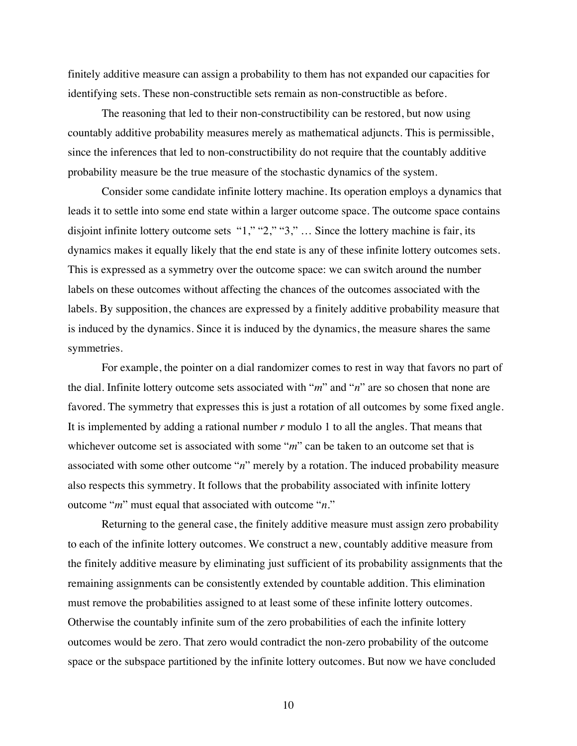finitely additive measure can assign a probability to them has not expanded our capacities for identifying sets. These non-constructible sets remain as non-constructible as before.

The reasoning that led to their non-constructibility can be restored, but now using countably additive probability measures merely as mathematical adjuncts. This is permissible, since the inferences that led to non-constructibility do not require that the countably additive probability measure be the true measure of the stochastic dynamics of the system.

Consider some candidate infinite lottery machine. Its operation employs a dynamics that leads it to settle into some end state within a larger outcome space. The outcome space contains disjoint infinite lottery outcome sets "1," "2," "3," … Since the lottery machine is fair, its dynamics makes it equally likely that the end state is any of these infinite lottery outcomes sets. This is expressed as a symmetry over the outcome space: we can switch around the number labels on these outcomes without affecting the chances of the outcomes associated with the labels. By supposition, the chances are expressed by a finitely additive probability measure that is induced by the dynamics. Since it is induced by the dynamics, the measure shares the same symmetries.

For example, the pointer on a dial randomizer comes to rest in way that favors no part of the dial. Infinite lottery outcome sets associated with "*m*" and "*n*" are so chosen that none are favored. The symmetry that expresses this is just a rotation of all outcomes by some fixed angle. It is implemented by adding a rational number $r$ modulo 1 to all the angles. That means that whichever outcome set is associated with some "*m*" can be taken to an outcome set that is associated with some other outcome "*n*" merely by a rotation. The induced probability measure also respects this symmetry. It follows that the probability associated with infinite lottery outcome "*m*" must equal that associated with outcome "*n*."

Returning to the general case, the finitely additive measure must assign zero probability to each of the infinite lottery outcomes. We construct a new, countably additive measure from the finitely additive measure by eliminating just sufficient of its probability assignments that the remaining assignments can be consistently extended by countable addition. This elimination must remove the probabilities assigned to at least some of these infinite lottery outcomes. Otherwise the countably infinite sum of the zero probabilities of each the infinite lottery outcomes would be zero. That zero would contradict the non-zero probability of the outcome space or the subspace partitioned by the infinite lottery outcomes. But now we have concluded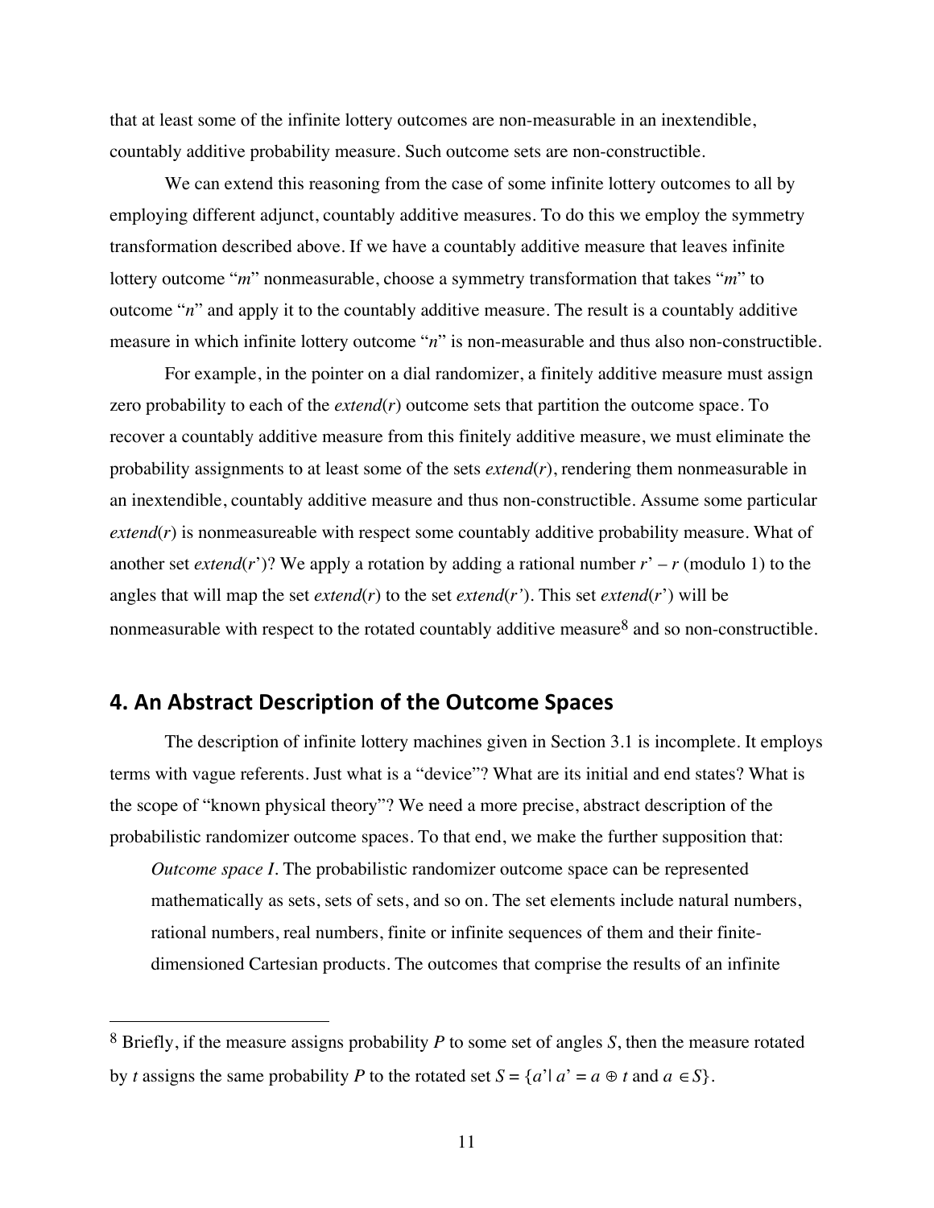that at least some of the infinite lottery outcomes are non-measurable in an inextendible, countably additive probability measure. Such outcome sets are non-constructible.

We can extend this reasoning from the case of some infinite lottery outcomes to all by employing different adjunct, countably additive measures. To do this we employ the symmetry transformation described above. If we have a countably additive measure that leaves infinite lottery outcome "*m*" nonmeasurable, choose a symmetry transformation that takes "*m*" to outcome "*n*" and apply it to the countably additive measure. The result is a countably additive measure in which infinite lottery outcome "*n*" is non-measurable and thus also non-constructible.

For example, in the pointer on a dial randomizer, a finitely additive measure must assign zero probability to each of the *extend*(*r*) outcome sets that partition the outcome space. To recover a countably additive measure from this finitely additive measure, we must eliminate the probability assignments to at least some of the sets *extend*(*r*), rendering them nonmeasurable in an inextendible, countably additive measure and thus non-constructible. Assume some particular *extend*(*r*) is nonmeasureable with respect some countably additive probability measure. What of another set *extend*(*r*')? We apply a rotation by adding a rational number $r' - r$ (modulo 1) to the angles that will map the set *extend*(*r*) to the set *extend*(*r'*). This set *extend*(*r*') will be nonmeasurable with respect to the rotated countably additive measure[8] and so non-constructible.

## 4. An Abstract Description of the Outcome Spaces

The description of infinite lottery machines given in Section 3.1 is incomplete. It employs terms with vague referents. Just what is a "device"? What are its initial and end states? What is the scope of "known physical theory"? We need a more precise, abstract description of the probabilistic randomizer outcome spaces. To that end, we make the further supposition that:

> *Outcome space I*. The probabilistic randomizer outcome space can be represented mathematically as sets, sets of sets, and so on. The set elements include natural numbers, rational numbers, real numbers, finite or infinite sequences of them and their finite-dimensioned Cartesian products. The outcomes that comprise the results of an infinite

[8] Briefly, if the measure assigns probability $P$ to some set of angles $S$, then the measure rotated by $t$ assigns the same probability $P$ to the rotated set $S = \{a' \mid a' = a \oplus t \text{ and } a \in S\}$.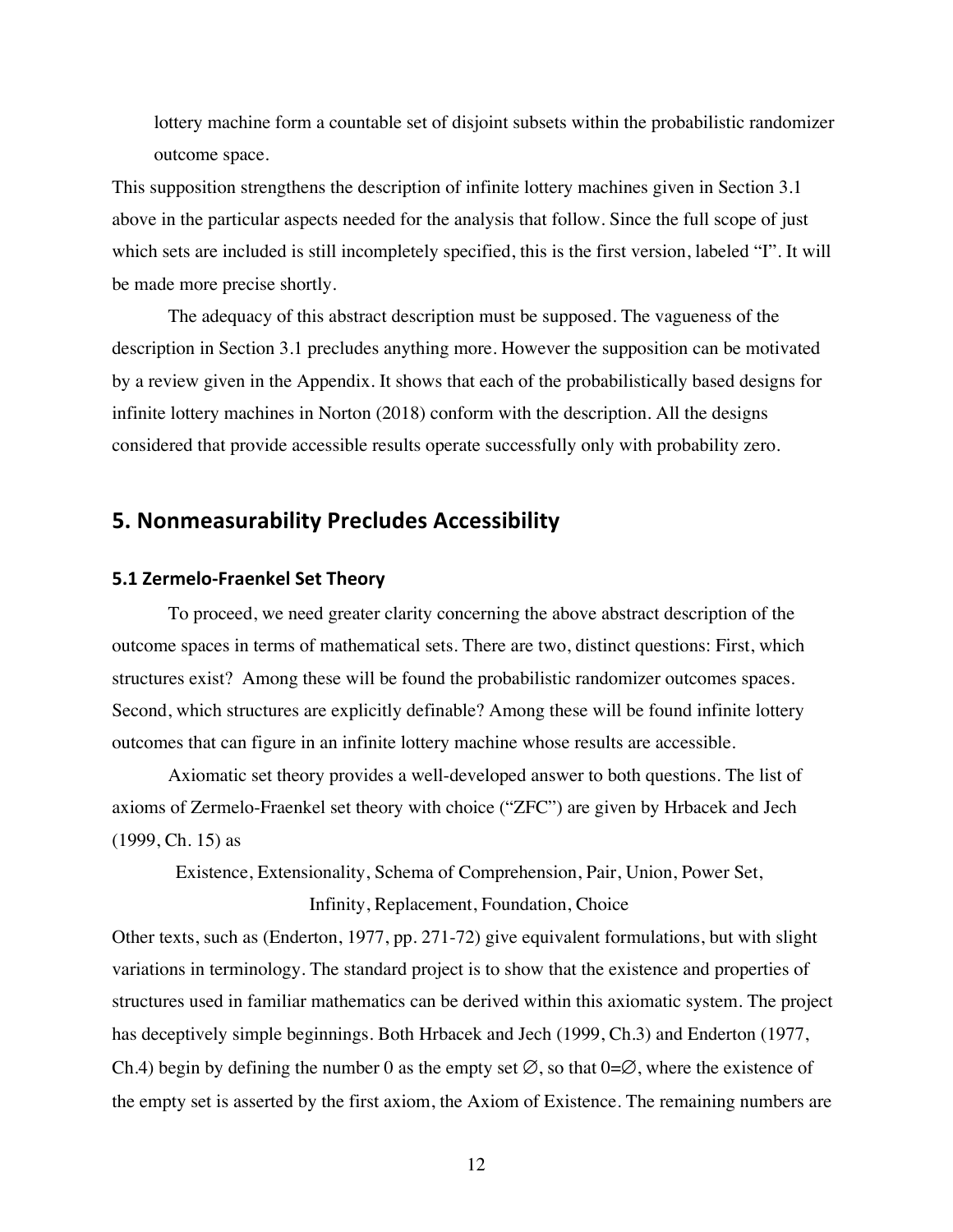lottery machine form a countable set of disjoint subsets within the probabilistic randomizer outcome space.

This supposition strengthens the description of infinite lottery machines given in Section 3.1 above in the particular aspects needed for the analysis that follow. Since the full scope of just which sets are included is still incompletely specified, this is the first version, labeled "I". It will be made more precise shortly.

The adequacy of this abstract description must be supposed. The vagueness of the description in Section 3.1 precludes anything more. However the supposition can be motivated by a review given in the Appendix. It shows that each of the probabilistically based designs for infinite lottery machines in Norton (2018) conform with the description. All the designs considered that provide accessible results operate successfully only with probability zero.

## 5. Nonmeasurability Precludes Accessibility

### 5.1 Zermelo-Fraenkel Set Theory

To proceed, we need greater clarity concerning the above abstract description of the outcome spaces in terms of mathematical sets. There are two, distinct questions: First, which structures exist? Among these will be found the probabilistic randomizer outcomes spaces. Second, which structures are explicitly definable? Among these will be found infinite lottery outcomes that can figure in an infinite lottery machine whose results are accessible.

Axiomatic set theory provides a well-developed answer to both questions. The list of axioms of Zermelo-Fraenkel set theory with choice ("ZFC") are given by Hrbacek and Jech (1999, Ch. 15) as

Existence, Extensionality, Schema of Comprehension, Pair, Union, Power Set, Infinity, Replacement, Foundation, Choice

Other texts, such as (Enderton, 1977, pp. 271-72) give equivalent formulations, but with slight variations in terminology. The standard project is to show that the existence and properties of structures used in familiar mathematics can be derived within this axiomatic system. The project has deceptively simple beginnings. Both Hrbacek and Jech (1999, Ch.3) and Enderton (1977, Ch.4) begin by defining the number 0 as the empty set $\varnothing$, so that $0=\varnothing$, where the existence of the empty set is asserted by the first axiom, the Axiom of Existence. The remaining numbers are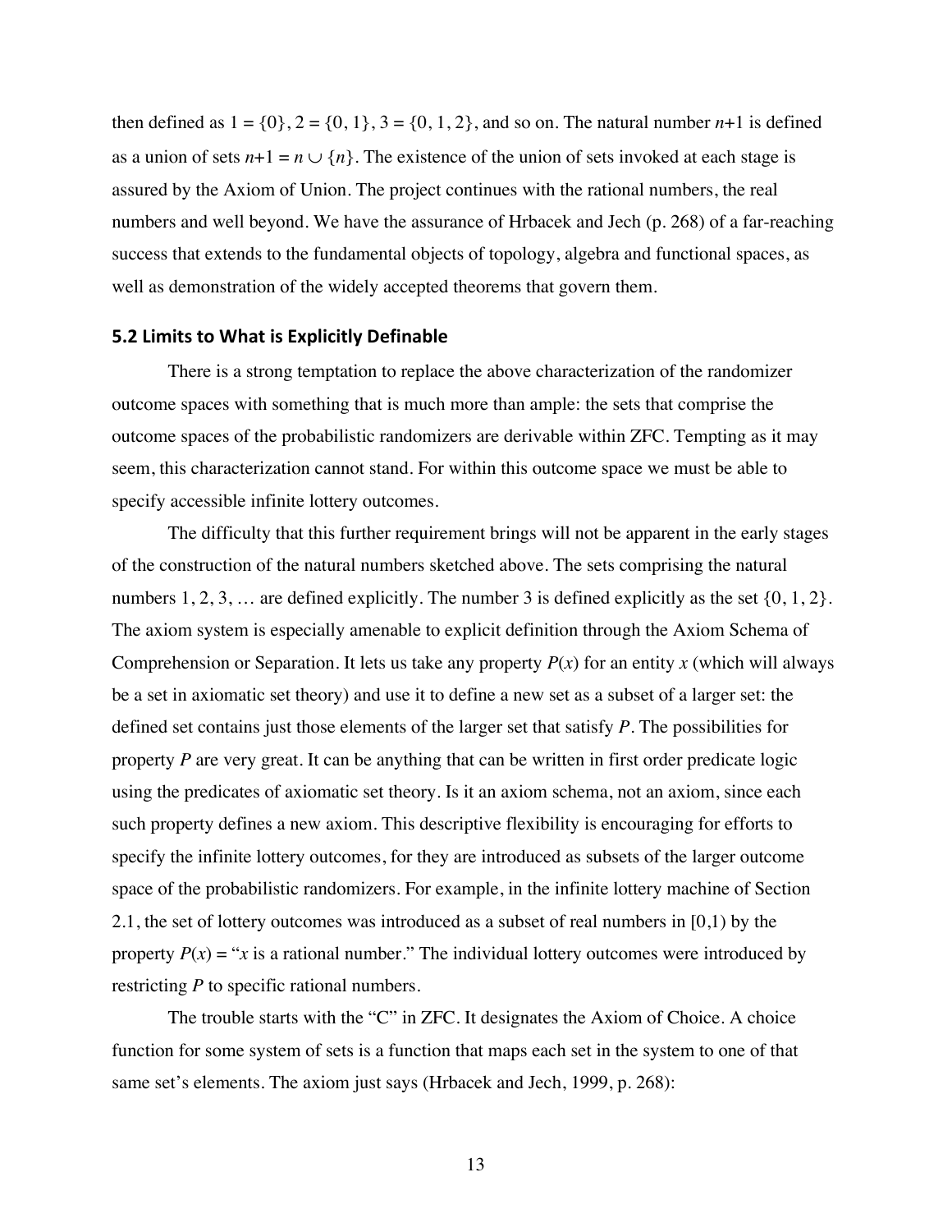then defined as $1 = \{0\}$, $2 = \{0, 1\}$, $3 = \{0, 1, 2\}$, and so on. The natural number $n+1$ is defined as a union of sets $n+1 = n \cup \{n\}$. The existence of the union of sets invoked at each stage is assured by the Axiom of Union. The project continues with the rational numbers, the real numbers and well beyond. We have the assurance of Hrbacek and Jech (p. 268) of a far-reaching success that extends to the fundamental objects of topology, algebra and functional spaces, as well as demonstration of the widely accepted theorems that govern them.

### 5.2 Limits to What is Explicitly Definable

There is a strong temptation to replace the above characterization of the randomizer outcome spaces with something that is much more than ample: the sets that comprise the outcome spaces of the probabilistic randomizers are derivable within ZFC. Tempting as it may seem, this characterization cannot stand. For within this outcome space we must be able to specify accessible infinite lottery outcomes.

The difficulty that this further requirement brings will not be apparent in the early stages of the construction of the natural numbers sketched above. The sets comprising the natural numbers 1, 2, 3, … are defined explicitly. The number 3 is defined explicitly as the set $\{0, 1, 2\}$. The axiom system is especially amenable to explicit definition through the Axiom Schema of Comprehension or Separation. It lets us take any property $P(x)$ for an entity $x$ (which will always be a set in axiomatic set theory) and use it to define a new set as a subset of a larger set: the defined set contains just those elements of the larger set that satisfy $P$. The possibilities for property $P$ are very great. It can be anything that can be written in first order predicate logic using the predicates of axiomatic set theory. Is it an axiom schema, not an axiom, since each such property defines a new axiom. This descriptive flexibility is encouraging for efforts to specify the infinite lottery outcomes, for they are introduced as subsets of the larger outcome space of the probabilistic randomizers. For example, in the infinite lottery machine of Section 2.1, the set of lottery outcomes was introduced as a subset of real numbers in [0,1) by the property $P(x)$ = "$x$ is a rational number." The individual lottery outcomes were introduced by restricting $P$ to specific rational numbers.

The trouble starts with the "C" in ZFC. It designates the Axiom of Choice. A choice function for some system of sets is a function that maps each set in the system to one of that same set's elements. The axiom just says (Hrbacek and Jech, 1999, p. 268):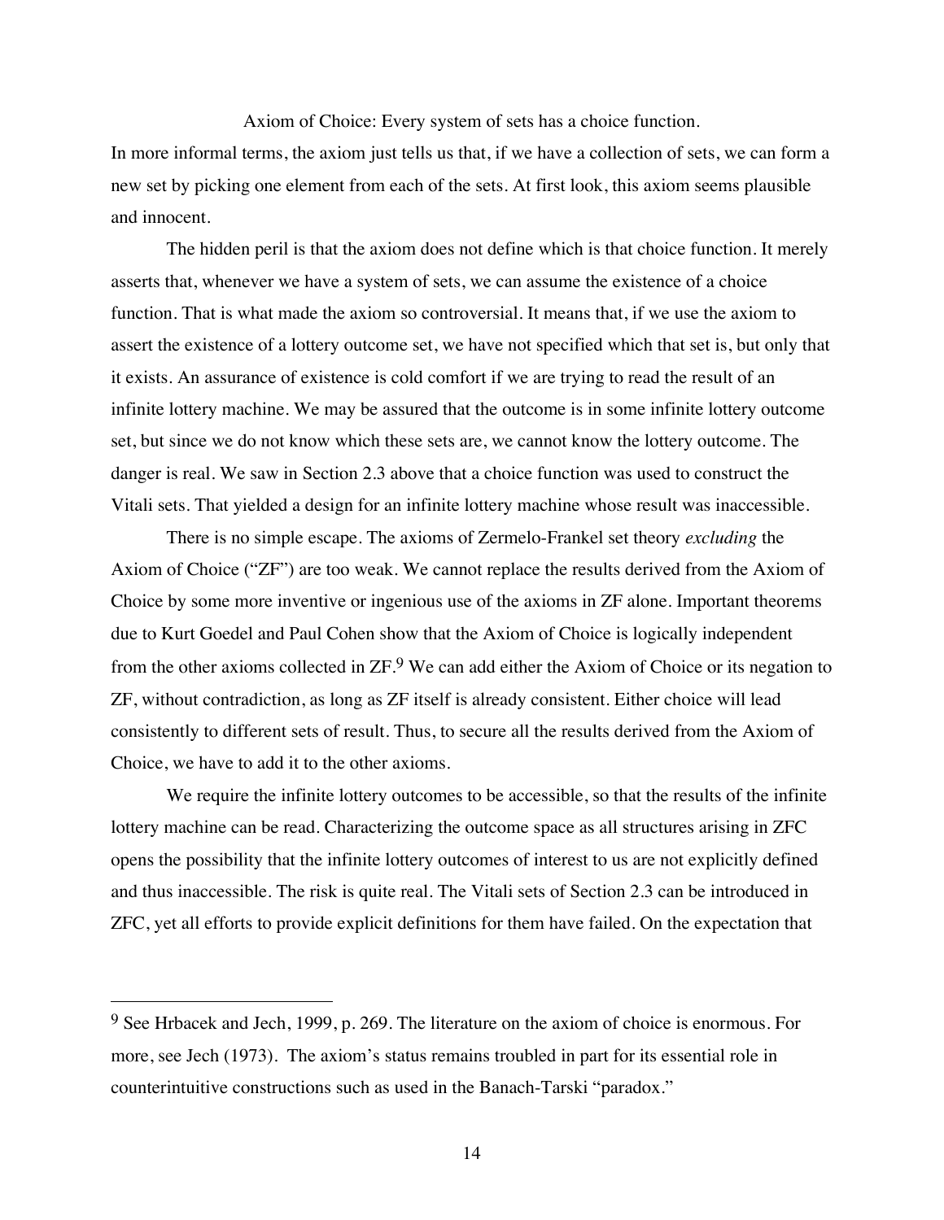Axiom of Choice: Every system of sets has a choice function.

In more informal terms, the axiom just tells us that, if we have a collection of sets, we can form a new set by picking one element from each of the sets. At first look, this axiom seems plausible and innocent.

The hidden peril is that the axiom does not define which is that choice function. It merely asserts that, whenever we have a system of sets, we can assume the existence of a choice function. That is what made the axiom so controversial. It means that, if we use the axiom to assert the existence of a lottery outcome set, we have not specified which that set is, but only that it exists. An assurance of existence is cold comfort if we are trying to read the result of an infinite lottery machine. We may be assured that the outcome is in some infinite lottery outcome set, but since we do not know which these sets are, we cannot know the lottery outcome. The danger is real. We saw in Section 2.3 above that a choice function was used to construct the Vitali sets. That yielded a design for an infinite lottery machine whose result was inaccessible.

There is no simple escape. The axioms of Zermelo-Frankel set theory *excluding* the Axiom of Choice ("ZF") are too weak. We cannot replace the results derived from the Axiom of Choice by some more inventive or ingenious use of the axioms in ZF alone. Important theorems due to Kurt Goedel and Paul Cohen show that the Axiom of Choice is logically independent from the other axioms collected in ZF.[9] We can add either the Axiom of Choice or its negation to ZF, without contradiction, as long as ZF itself is already consistent. Either choice will lead consistently to different sets of result. Thus, to secure all the results derived from the Axiom of Choice, we have to add it to the other axioms.

We require the infinite lottery outcomes to be accessible, so that the results of the infinite lottery machine can be read. Characterizing the outcome space as all structures arising in ZFC opens the possibility that the infinite lottery outcomes of interest to us are not explicitly defined and thus inaccessible. The risk is quite real. The Vitali sets of Section 2.3 can be introduced in ZFC, yet all efforts to provide explicit definitions for them have failed. On the expectation that

---

[9] See Hrbacek and Jech, 1999, p. 269. The literature on the axiom of choice is enormous. For more, see Jech (1973). The axiom's status remains troubled in part for its essential role in counterintuitive constructions such as used in the Banach-Tarski "paradox."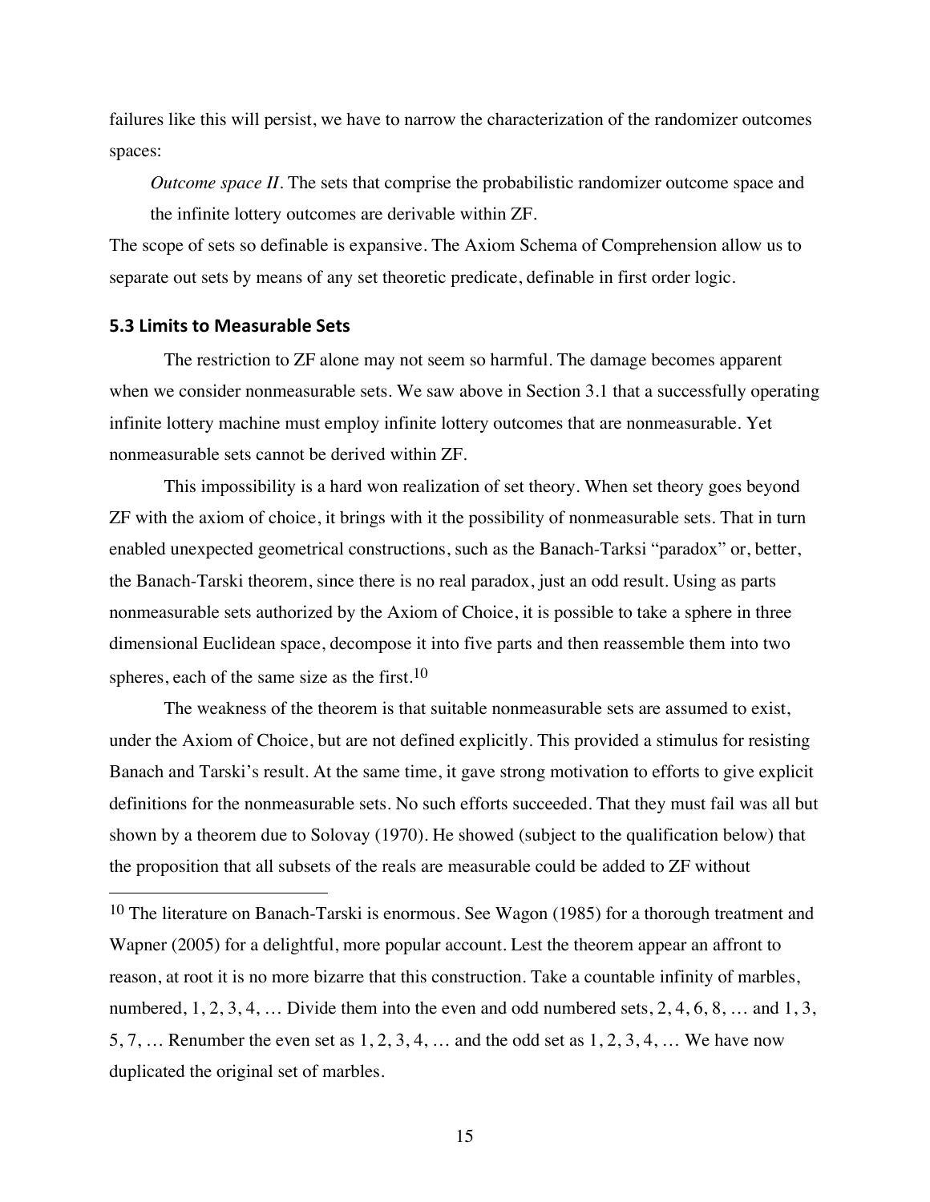failures like this will persist, we have to narrow the characterization of the randomizer outcomes spaces:

> *Outcome space II*. The sets that comprise the probabilistic randomizer outcome space and the infinite lottery outcomes are derivable within ZF.

The scope of sets so definable is expansive. The Axiom Schema of Comprehension allow us to separate out sets by means of any set theoretic predicate, definable in first order logic.

### 5.3 Limits to Measurable Sets

The restriction to ZF alone may not seem so harmful. The damage becomes apparent when we consider nonmeasurable sets. We saw above in Section 3.1 that a successfully operating infinite lottery machine must employ infinite lottery outcomes that are nonmeasurable. Yet nonmeasurable sets cannot be derived within ZF.

This impossibility is a hard won realization of set theory. When set theory goes beyond ZF with the axiom of choice, it brings with it the possibility of nonmeasurable sets. That in turn enabled unexpected geometrical constructions, such as the Banach-Tarksi "paradox" or, better, the Banach-Tarski theorem, since there is no real paradox, just an odd result. Using as parts nonmeasurable sets authorized by the Axiom of Choice, it is possible to take a sphere in three dimensional Euclidean space, decompose it into five parts and then reassemble them into two spheres, each of the same size as the first.[10]

The weakness of the theorem is that suitable nonmeasurable sets are assumed to exist, under the Axiom of Choice, but are not defined explicitly. This provided a stimulus for resisting Banach and Tarski's result. At the same time, it gave strong motivation to efforts to give explicit definitions for the nonmeasurable sets. No such efforts succeeded. That they must fail was all but shown by a theorem due to Solovay (1970). He showed (subject to the qualification below) that the proposition that all subsets of the reals are measurable could be added to ZF without

---

[10] The literature on Banach-Tarski is enormous. See Wagon (1985) for a thorough treatment and Wapner (2005) for a delightful, more popular account. Lest the theorem appear an affront to reason, at root it is no more bizarre that this construction. Take a countable infinity of marbles, numbered, 1, 2, 3, 4, … Divide them into the even and odd numbered sets, 2, 4, 6, 8, … and 1, 3, 5, 7, … Renumber the even set as 1, 2, 3, 4, … and the odd set as 1, 2, 3, 4, … We have now duplicated the original set of marbles.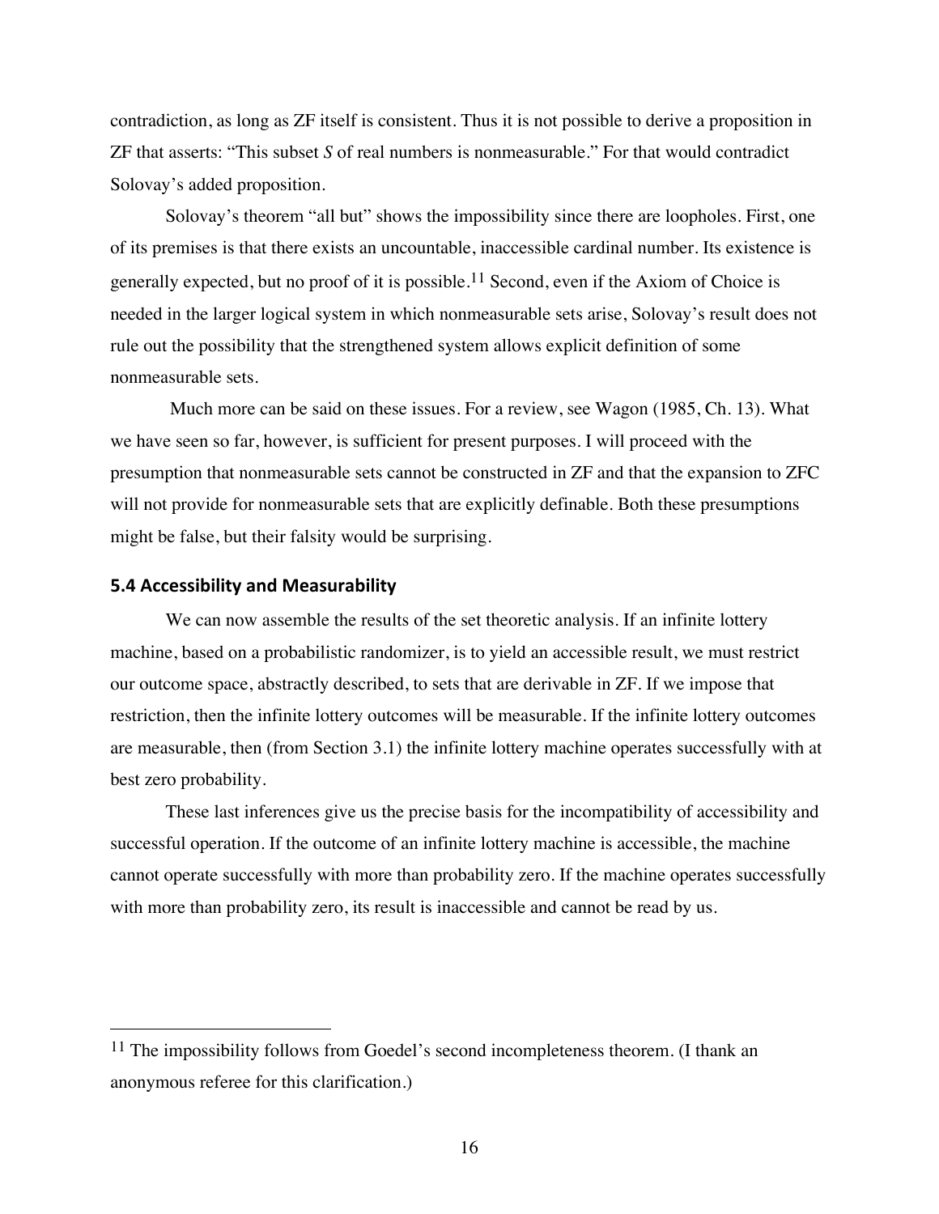contradiction, as long as ZF itself is consistent. Thus it is not possible to derive a proposition in ZF that asserts: "This subset *S* of real numbers is nonmeasurable." For that would contradict Solovay's added proposition.

Solovay's theorem "all but" shows the impossibility since there are loopholes. First, one of its premises is that there exists an uncountable, inaccessible cardinal number. Its existence is generally expected, but no proof of it is possible.[11] Second, even if the Axiom of Choice is needed in the larger logical system in which nonmeasurable sets arise, Solovay's result does not rule out the possibility that the strengthened system allows explicit definition of some nonmeasurable sets.

Much more can be said on these issues. For a review, see Wagon (1985, Ch. 13). What we have seen so far, however, is sufficient for present purposes. I will proceed with the presumption that nonmeasurable sets cannot be constructed in ZF and that the expansion to ZFC will not provide for nonmeasurable sets that are explicitly definable. Both these presumptions might be false, but their falsity would be surprising.

### 5.4 Accessibility and Measurability

We can now assemble the results of the set theoretic analysis. If an infinite lottery machine, based on a probabilistic randomizer, is to yield an accessible result, we must restrict our outcome space, abstractly described, to sets that are derivable in ZF. If we impose that restriction, then the infinite lottery outcomes will be measurable. If the infinite lottery outcomes are measurable, then (from Section 3.1) the infinite lottery machine operates successfully with at best zero probability.

These last inferences give us the precise basis for the incompatibility of accessibility and successful operation. If the outcome of an infinite lottery machine is accessible, the machine cannot operate successfully with more than probability zero. If the machine operates successfully with more than probability zero, its result is inaccessible and cannot be read by us.

---

[11] The impossibility follows from Goedel's second incompleteness theorem. (I thank an anonymous referee for this clarification.)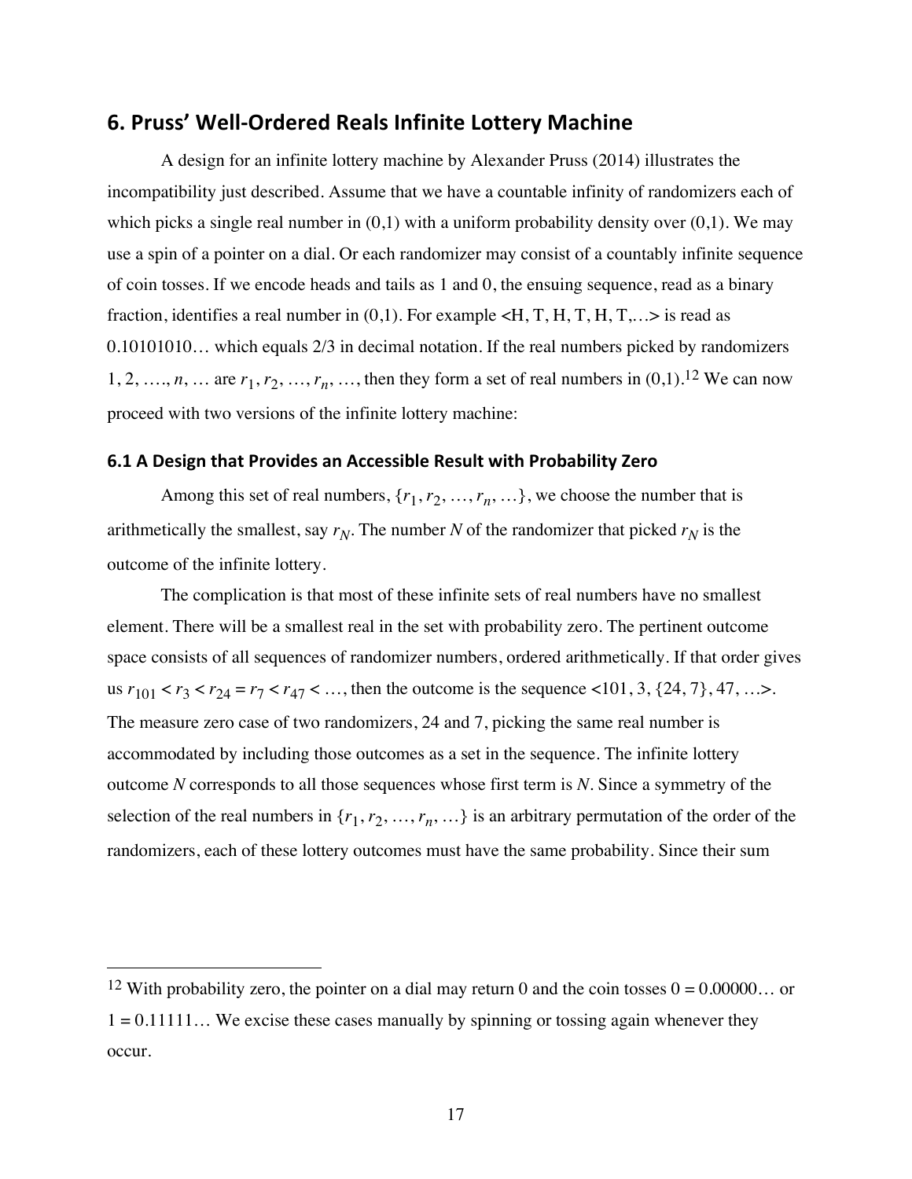## 6. Pruss' Well-Ordered Reals Infinite Lottery Machine

A design for an infinite lottery machine by Alexander Pruss (2014) illustrates the incompatibility just described. Assume that we have a countable infinity of randomizers each of which picks a single real number in (0,1) with a uniform probability density over (0,1). We may use a spin of a pointer on a dial. Or each randomizer may consist of a countably infinite sequence of coin tosses. If we encode heads and tails as 1 and 0, the ensuing sequence, read as a binary fraction, identifies a real number in (0,1). For example <H, T, H, T, H, T,…> is read as 0.10101010… which equals 2/3 in decimal notation. If the real numbers picked by randomizers 1, 2, …., *n*, … are $r_1, r_2, \ldots, r_n, \ldots$, then they form a set of real numbers in (0,1).[12] We can now proceed with two versions of the infinite lottery machine:

### 6.1 A Design that Provides an Accessible Result with Probability Zero

Among this set of real numbers, $\{r_1, r_2, \ldots, r_n, \ldots\}$, we choose the number that is arithmetically the smallest, say $r_N$. The number *N* of the randomizer that picked $r_N$ is the outcome of the infinite lottery.

The complication is that most of these infinite sets of real numbers have no smallest element. There will be a smallest real in the set with probability zero. The pertinent outcome space consists of all sequences of randomizer numbers, ordered arithmetically. If that order gives us $r_{101} < r_3 < r_{24} = r_7 < r_{47} < \ldots$, then the outcome is the sequence <101, 3, {24, 7}, 47, …>. The measure zero case of two randomizers, 24 and 7, picking the same real number is accommodated by including those outcomes as a set in the sequence. The infinite lottery outcome *N* corresponds to all those sequences whose first term is *N*. Since a symmetry of the selection of the real numbers in $\{r_1, r_2, \ldots, r_n, \ldots\}$ is an arbitrary permutation of the order of the randomizers, each of these lottery outcomes must have the same probability. Since their sum

[12] With probability zero, the pointer on a dial may return 0 and the coin tosses 0 = 0.00000… or 1 = 0.11111… We excise these cases manually by spinning or tossing again whenever they occur.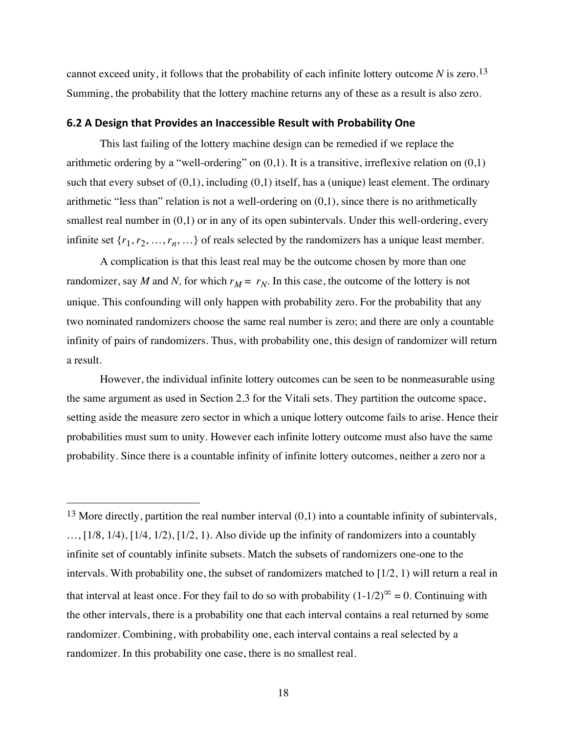cannot exceed unity, it follows that the probability of each infinite lottery outcome *N* is zero.[13] Summing, the probability that the lottery machine returns any of these as a result is also zero.

### 6.2 A Design that Provides an Inaccessible Result with Probability One

This last failing of the lottery machine design can be remedied if we replace the arithmetic ordering by a "well-ordering" on (0,1). It is a transitive, irreflexive relation on (0,1) such that every subset of (0,1), including (0,1) itself, has a (unique) least element. The ordinary arithmetic "less than" relation is not a well-ordering on (0,1), since there is no arithmetically smallest real number in (0,1) or in any of its open subintervals. Under this well-ordering, every infinite set $\{r_1, r_2, \ldots, r_n, \ldots\}$ of reals selected by the randomizers has a unique least member.

A complication is that this least real may be the outcome chosen by more than one randomizer, say *M* and *N,* for which $r_M = r_N$. In this case, the outcome of the lottery is not unique. This confounding will only happen with probability zero. For the probability that any two nominated randomizers choose the same real number is zero; and there are only a countable infinity of pairs of randomizers. Thus, with probability one, this design of randomizer will return a result.

However, the individual infinite lottery outcomes can be seen to be nonmeasurable using the same argument as used in Section 2.3 for the Vitali sets. They partition the outcome space, setting aside the measure zero sector in which a unique lottery outcome fails to arise. Hence their probabilities must sum to unity. However each infinite lottery outcome must also have the same probability. Since there is a countable infinity of infinite lottery outcomes, neither a zero nor a

---

[13] More directly, partition the real number interval (0,1) into a countable infinity of subintervals, …, [1/8, 1/4), [1/4, 1/2), [1/2, 1). Also divide up the infinity of randomizers into a countably infinite set of countably infinite subsets. Match the subsets of randomizers one-one to the intervals. With probability one, the subset of randomizers matched to [1/2, 1) will return a real in that interval at least once. For they fail to do so with probability $(1\text{-}1/2)^{\infty} = 0$. Continuing with the other intervals, there is a probability one that each interval contains a real returned by some randomizer. Combining, with probability one, each interval contains a real selected by a randomizer. In this probability one case, there is no smallest real.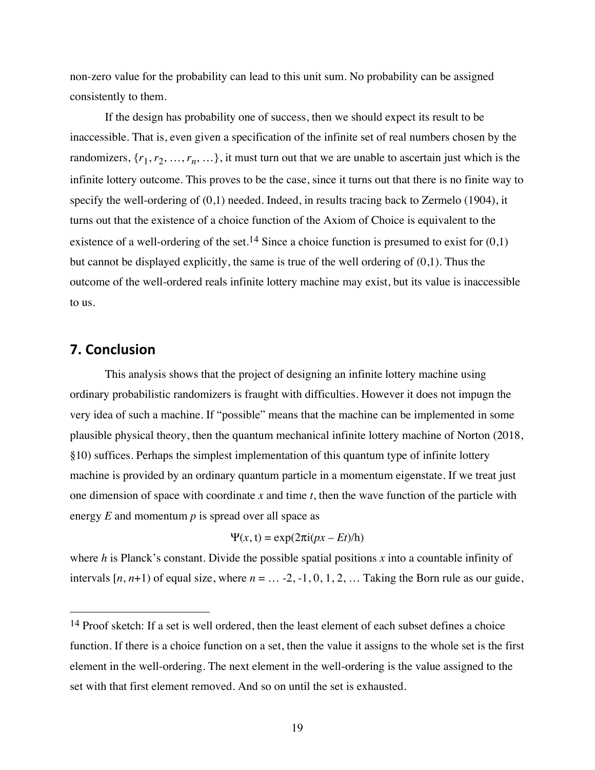non-zero value for the probability can lead to this unit sum. No probability can be assigned consistently to them.

If the design has probability one of success, then we should expect its result to be inaccessible. That is, even given a specification of the infinite set of real numbers chosen by the randomizers, $\{r_1, r_2, \ldots, r_n, \ldots\}$, it must turn out that we are unable to ascertain just which is the infinite lottery outcome. This proves to be the case, since it turns out that there is no finite way to specify the well-ordering of (0,1) needed. Indeed, in results tracing back to Zermelo (1904), it turns out that the existence of a choice function of the Axiom of Choice is equivalent to the existence of a well-ordering of the set.[14] Since a choice function is presumed to exist for (0,1) but cannot be displayed explicitly, the same is true of the well ordering of (0,1). Thus the outcome of the well-ordered reals infinite lottery machine may exist, but its value is inaccessible to us.

## 7. Conclusion

This analysis shows that the project of designing an infinite lottery machine using ordinary probabilistic randomizers is fraught with difficulties. However it does not impugn the very idea of such a machine. If "possible" means that the machine can be implemented in some plausible physical theory, then the quantum mechanical infinite lottery machine of Norton (2018, §10) suffices. Perhaps the simplest implementation of this quantum type of infinite lottery machine is provided by an ordinary quantum particle in a momentum eigenstate. If we treat just one dimension of space with coordinate $x$ and time $t$, then the wave function of the particle with energy $E$ and momentum $p$ is spread over all space as

$$\Psi(x, \mathrm{t}) = \exp(2\pi \mathrm{i}(px - Et)/\mathrm{h})$$

where $h$ is Planck's constant. Divide the possible spatial positions $x$ into a countable infinity of intervals $[n, n+1)$ of equal size, where $n = \ldots -2, -1, 0, 1, 2, \ldots$ Taking the Born rule as our guide,

---

[14] Proof sketch: If a set is well ordered, then the least element of each subset defines a choice function. If there is a choice function on a set, then the value it assigns to the whole set is the first element in the well-ordering. The next element in the well-ordering is the value assigned to the set with that first element removed. And so on until the set is exhausted.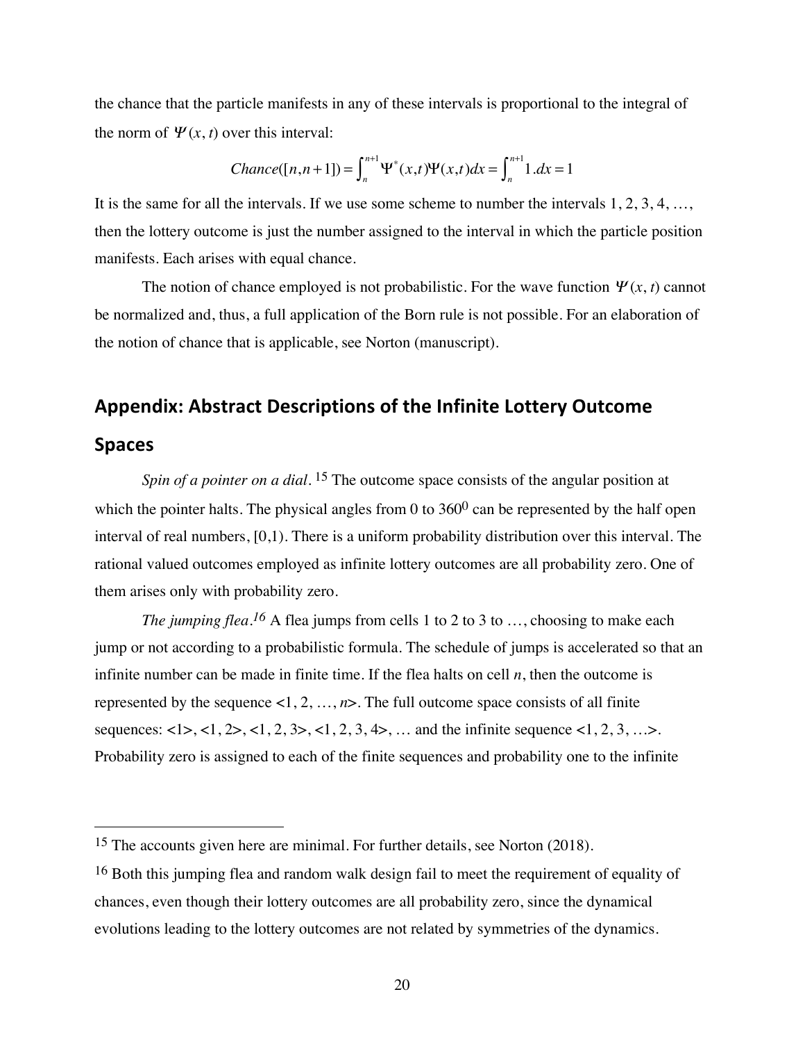the chance that the particle manifests in any of these intervals is proportional to the integral of the norm of $\Psi(x, t)$ over this interval:

$$Chance([n,n+1]) = \int_n^{n+1} \Psi^*(x,t)\Psi(x,t)dx = \int_n^{n+1} 1.dx = 1$$

It is the same for all the intervals. If we use some scheme to number the intervals 1, 2, 3, 4, …, then the lottery outcome is just the number assigned to the interval in which the particle position manifests. Each arises with equal chance.

The notion of chance employed is not probabilistic. For the wave function $\Psi(x, t)$ cannot be normalized and, thus, a full application of the Born rule is not possible. For an elaboration of the notion of chance that is applicable, see Norton (manuscript).

## Appendix: Abstract Descriptions of the Infinite Lottery Outcome Spaces

*Spin of a pointer on a dial.* [15] The outcome space consists of the angular position at which the pointer halts. The physical angles from 0 to $360^0$ can be represented by the half open interval of real numbers, [0,1). There is a uniform probability distribution over this interval. The rational valued outcomes employed as infinite lottery outcomes are all probability zero. One of them arises only with probability zero.

*The jumping flea.*[16] A flea jumps from cells 1 to 2 to 3 to …, choosing to make each jump or not according to a probabilistic formula. The schedule of jumps is accelerated so that an infinite number can be made in finite time. If the flea halts on cell *n*, then the outcome is represented by the sequence <1, 2, …, *n*>. The full outcome space consists of all finite sequences: <1>, <1, 2>, <1, 2, 3>, <1, 2, 3, 4>, … and the infinite sequence <1, 2, 3, …>. Probability zero is assigned to each of the finite sequences and probability one to the infinite

---

[15] The accounts given here are minimal. For further details, see Norton (2018).

[16] Both this jumping flea and random walk design fail to meet the requirement of equality of chances, even though their lottery outcomes are all probability zero, since the dynamical evolutions leading to the lottery outcomes are not related by symmetries of the dynamics.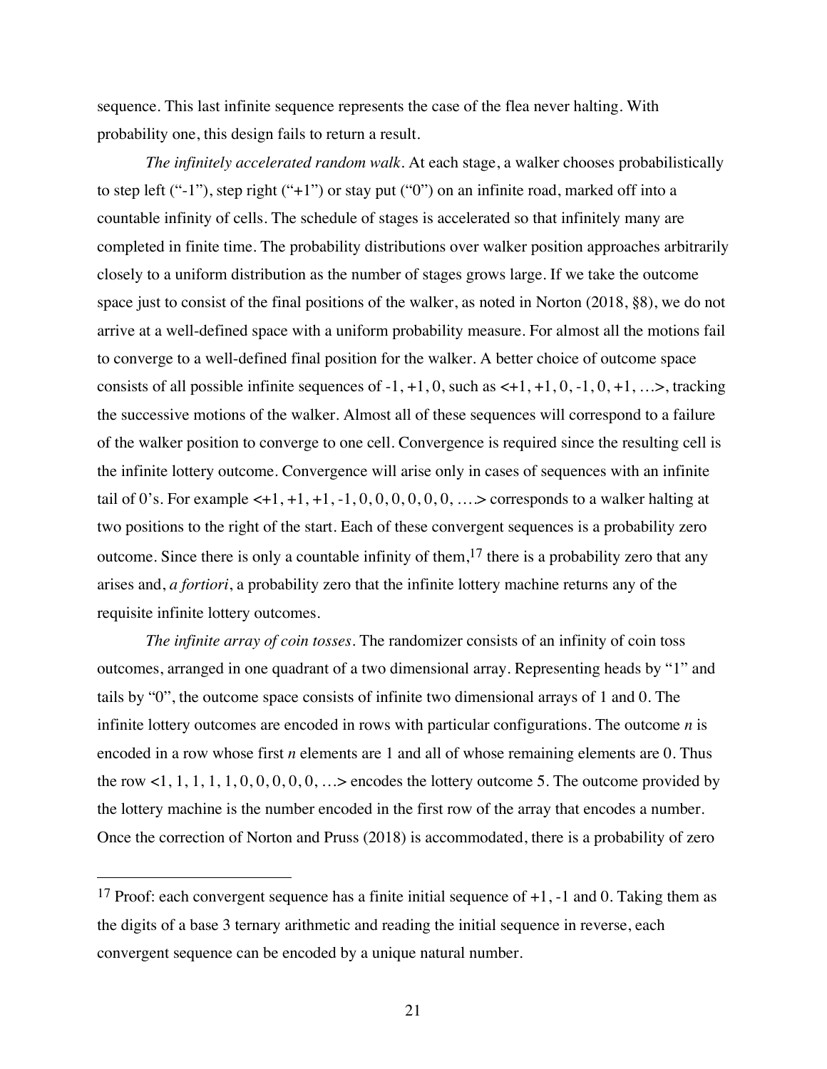sequence. This last infinite sequence represents the case of the flea never halting. With probability one, this design fails to return a result.

*The infinitely accelerated random walk*. At each stage, a walker chooses probabilistically to step left ("-1"), step right ("+1") or stay put ("0") on an infinite road, marked off into a countable infinity of cells. The schedule of stages is accelerated so that infinitely many are completed in finite time. The probability distributions over walker position approaches arbitrarily closely to a uniform distribution as the number of stages grows large. If we take the outcome space just to consist of the final positions of the walker, as noted in Norton (2018, §8), we do not arrive at a well-defined space with a uniform probability measure. For almost all the motions fail to converge to a well-defined final position for the walker. A better choice of outcome space consists of all possible infinite sequences of -1, +1, 0, such as <+1, +1, 0, -1, 0, +1, …>, tracking the successive motions of the walker. Almost all of these sequences will correspond to a failure of the walker position to converge to one cell. Convergence is required since the resulting cell is the infinite lottery outcome. Convergence will arise only in cases of sequences with an infinite tail of 0's. For example <+1, +1, +1, -1, 0, 0, 0, 0, 0, 0, …> corresponds to a walker halting at two positions to the right of the start. Each of these convergent sequences is a probability zero outcome. Since there is only a countable infinity of them,[17] there is a probability zero that any arises and, *a fortiori*, a probability zero that the infinite lottery machine returns any of the requisite infinite lottery outcomes.

*The infinite array of coin tosses*. The randomizer consists of an infinity of coin toss outcomes, arranged in one quadrant of a two dimensional array. Representing heads by "1" and tails by "0", the outcome space consists of infinite two dimensional arrays of 1 and 0. The infinite lottery outcomes are encoded in rows with particular configurations. The outcome $n$ is encoded in a row whose first $n$ elements are 1 and all of whose remaining elements are 0. Thus the row <1, 1, 1, 1, 1, 0, 0, 0, 0, 0, …> encodes the lottery outcome 5. The outcome provided by the lottery machine is the number encoded in the first row of the array that encodes a number. Once the correction of Norton and Pruss (2018) is accommodated, there is a probability of zero

---

[17] Proof: each convergent sequence has a finite initial sequence of +1, -1 and 0. Taking them as the digits of a base 3 ternary arithmetic and reading the initial sequence in reverse, each convergent sequence can be encoded by a unique natural number.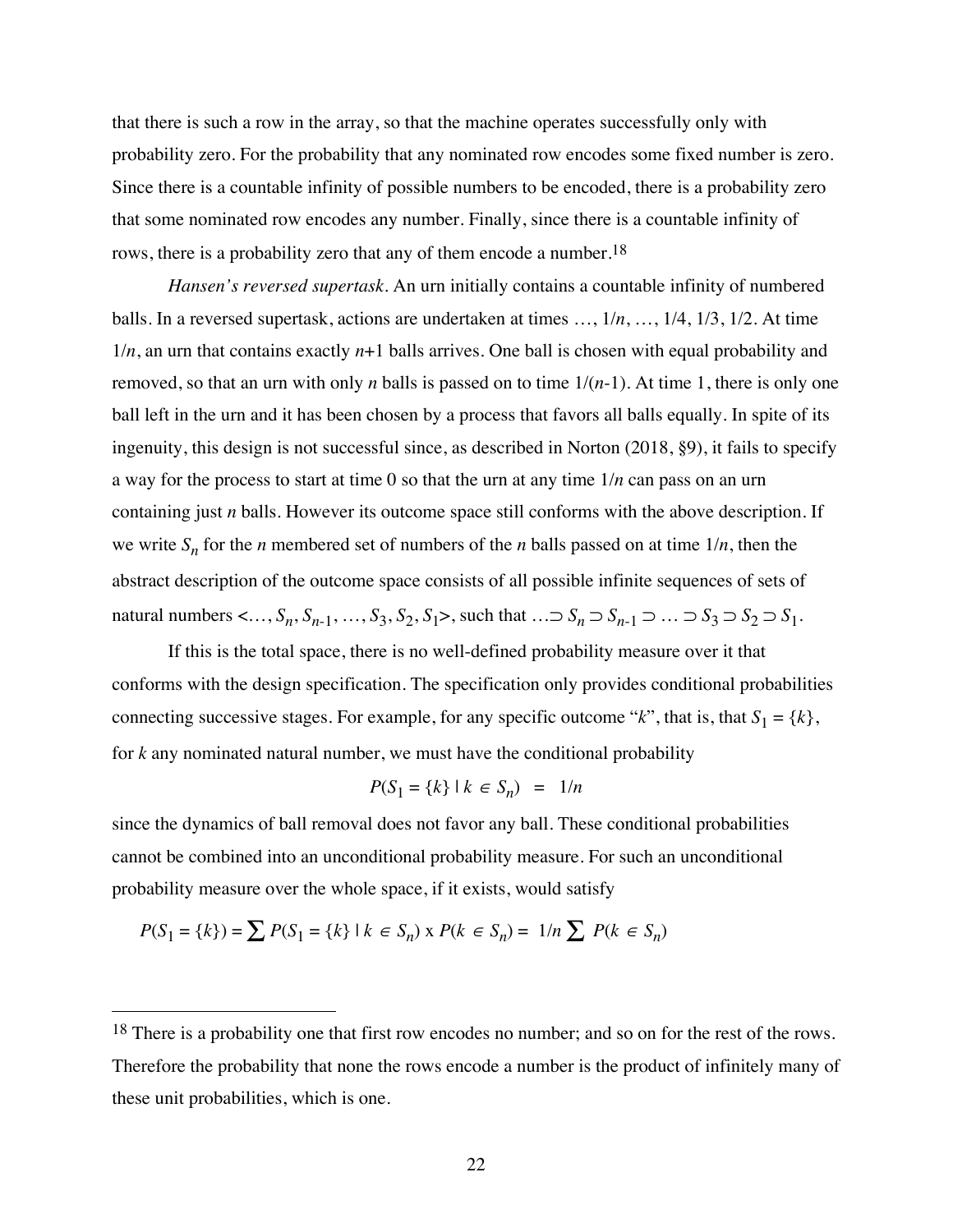that there is such a row in the array, so that the machine operates successfully only with probability zero. For the probability that any nominated row encodes some fixed number is zero. Since there is a countable infinity of possible numbers to be encoded, there is a probability zero that some nominated row encodes any number. Finally, since there is a countable infinity of rows, there is a probability zero that any of them encode a number.[18]

*Hansen's reversed supertask*. An urn initially contains a countable infinity of numbered balls. In a reversed supertask, actions are undertaken at times …, $1/n$, …, 1/4, 1/3, 1/2. At time $1/n$, an urn that contains exactly $n+1$ balls arrives. One ball is chosen with equal probability and removed, so that an urn with only $n$ balls is passed on to time $1/(n\text{-}1)$. At time 1, there is only one ball left in the urn and it has been chosen by a process that favors all balls equally. In spite of its ingenuity, this design is not successful since, as described in Norton (2018, §9), it fails to specify a way for the process to start at time 0 so that the urn at any time $1/n$ can pass on an urn containing just $n$ balls. However its outcome space still conforms with the above description. If we write $S_n$ for the $n$ membered set of numbers of the $n$ balls passed on at time $1/n$, then the abstract description of the outcome space consists of all possible infinite sequences of sets of natural numbers $<\ldots, S_n, S_{n-1}, \ldots, S_3, S_2, S_1>$, such that $\ldots \supset S_n \supset S_{n-1} \supset \ldots \supset S_3 \supset S_2 \supset S_1$.

If this is the total space, there is no well-defined probability measure over it that conforms with the design specification. The specification only provides conditional probabilities connecting successive stages. For example, for any specific outcome "$k$", that is, that $S_1 = \{k\}$, for $k$ any nominated natural number, we must have the conditional probability

$$P(S_1 = \{k\} \mid k \in S_n) \; = \; 1/n$$

since the dynamics of ball removal does not favor any ball. These conditional probabilities cannot be combined into an unconditional probability measure. For such an unconditional probability measure over the whole space, if it exists, would satisfy

$$P(S_1 = \{k\}) = \sum P(S_1 = \{k\} \mid k \in S_n) \text{ x } P(k \in S_n) = \; 1/n \sum \; P(k \in S_n)$$

---

[18] There is a probability one that first row encodes no number; and so on for the rest of the rows. Therefore the probability that none the rows encode a number is the product of infinitely many of these unit probabilities, which is one.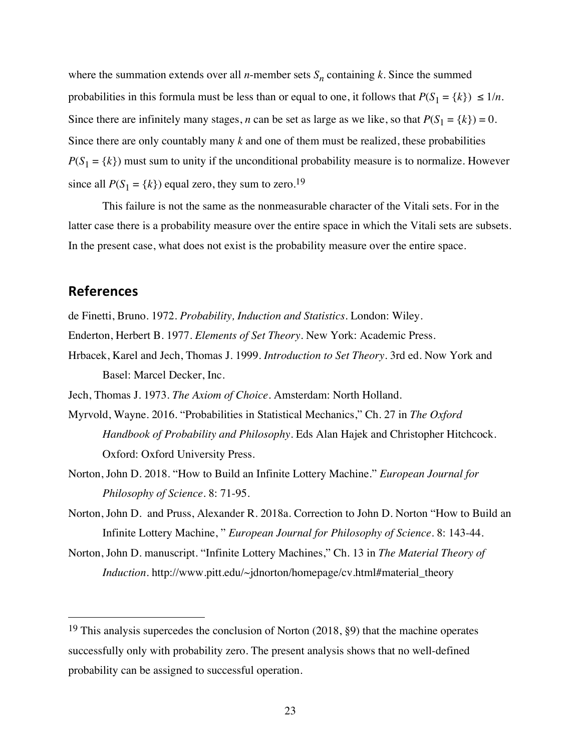where the summation extends over all $n$-member sets $S_n$ containing $k$. Since the summed probabilities in this formula must be less than or equal to one, it follows that $P(S_1 = \{k\}) \leq 1/n$. Since there are infinitely many stages, $n$ can be set as large as we like, so that $P(S_1 = \{k\}) = 0$. Since there are only countably many $k$ and one of them must be realized, these probabilities $P(S_1 = \{k\})$ must sum to unity if the unconditional probability measure is to normalize. However since all $P(S_1 = \{k\})$ equal zero, they sum to zero.[19]

This failure is not the same as the nonmeasurable character of the Vitali sets. For in the latter case there is a probability measure over the entire space in which the Vitali sets are subsets. In the present case, what does not exist is the probability measure over the entire space.

## References

de Finetti, Bruno. 1972. *Probability, Induction and Statistics*. London: Wiley.

Enderton, Herbert B. 1977. *Elements of Set Theory*. New York: Academic Press.

Hrbacek, Karel and Jech, Thomas J. 1999. *Introduction to Set Theory*. 3rd ed. Now York and Basel: Marcel Decker, Inc.

Jech, Thomas J. 1973. *The Axiom of Choice*. Amsterdam: North Holland.

Myrvold, Wayne. 2016. "Probabilities in Statistical Mechanics," Ch. 27 in *The Oxford Handbook of Probability and Philosophy*. Eds Alan Hajek and Christopher Hitchcock. Oxford: Oxford University Press.

Norton, John D. 2018. "How to Build an Infinite Lottery Machine." *European Journal for Philosophy of Science*. 8: 71-95.

Norton, John D. and Pruss, Alexander R. 2018a. Correction to John D. Norton "How to Build an Infinite Lottery Machine, " *European Journal for Philosophy of Science*. 8: 143-44.

Norton, John D. manuscript. "Infinite Lottery Machines," Ch. 13 in *The Material Theory of Induction*. http://www.pitt.edu/~jdnorton/homepage/cv.html#material_theory

---

[19] This analysis supercedes the conclusion of Norton (2018, §9) that the machine operates successfully only with probability zero. The present analysis shows that no well-defined probability can be assigned to successful operation.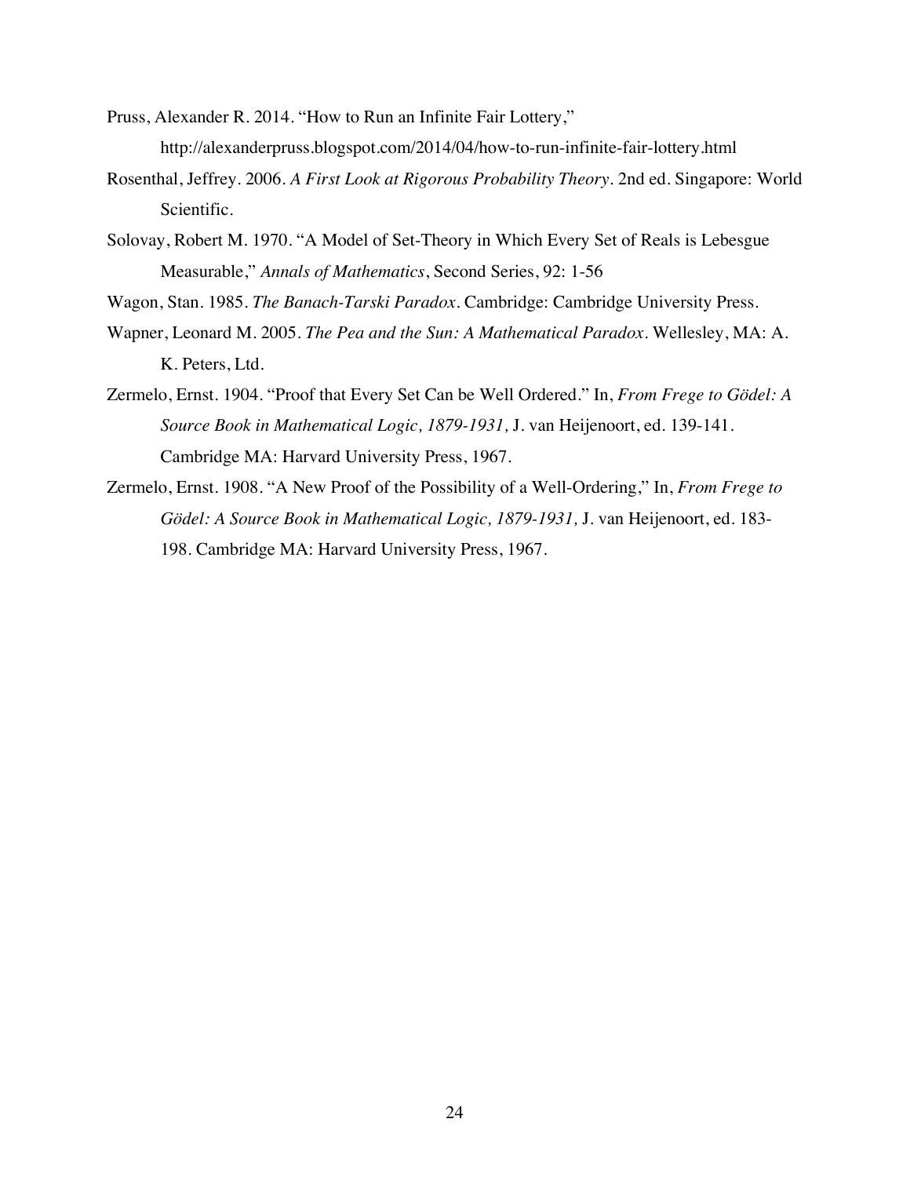Pruss, Alexander R. 2014. "How to Run an Infinite Fair Lottery," http://alexanderpruss.blogspot.com/2014/04/how-to-run-infinite-fair-lottery.html

Rosenthal, Jeffrey. 2006. *A First Look at Rigorous Probability Theory*. 2nd ed. Singapore: World Scientific.

Solovay, Robert M. 1970. "A Model of Set-Theory in Which Every Set of Reals is Lebesgue Measurable," *Annals of Mathematics*, Second Series, 92: 1-56

Wagon, Stan. 1985. *The Banach-Tarski Paradox*. Cambridge: Cambridge University Press.

Wapner, Leonard M. 2005. *The Pea and the Sun: A Mathematical Paradox*. Wellesley, MA: A. K. Peters, Ltd.

Zermelo, Ernst. 1904. "Proof that Every Set Can be Well Ordered." In, *From Frege to Gödel: A Source Book in Mathematical Logic, 1879-1931,* J. van Heijenoort, ed. 139-141. Cambridge MA: Harvard University Press, 1967.

Zermelo, Ernst. 1908. "A New Proof of the Possibility of a Well-Ordering," In, *From Frege to Gödel: A Source Book in Mathematical Logic, 1879-1931,* J. van Heijenoort, ed. 183-198. Cambridge MA: Harvard University Press, 1967.